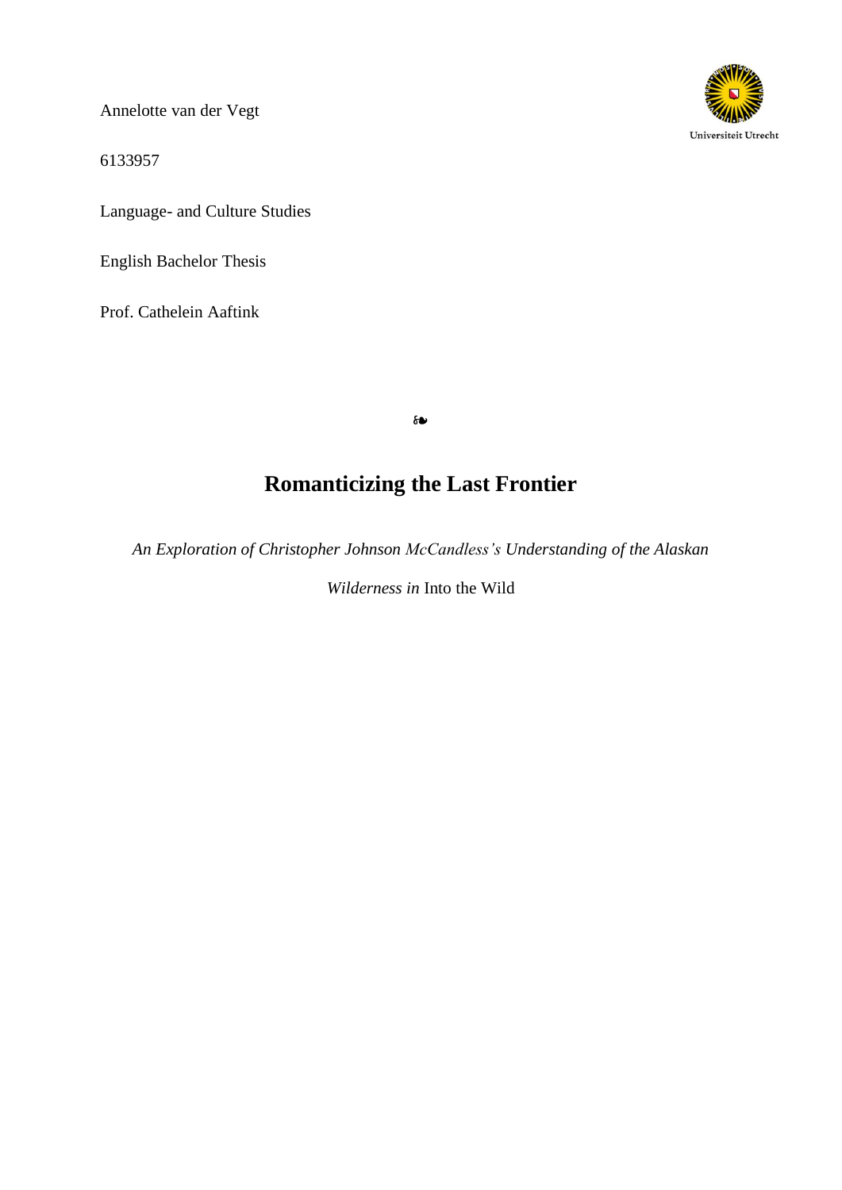Annelotte van der Vegt

6133957

Language- and Culture Studies

English Bachelor Thesis

Prof. Cathelein Aaftink

Universiteit Utrecht

❧

# Romanticizing the Last Frontier

*An Exploration of Christopher Johnson McCandless's Understanding of the Alaskan Wilderness in* Into the Wild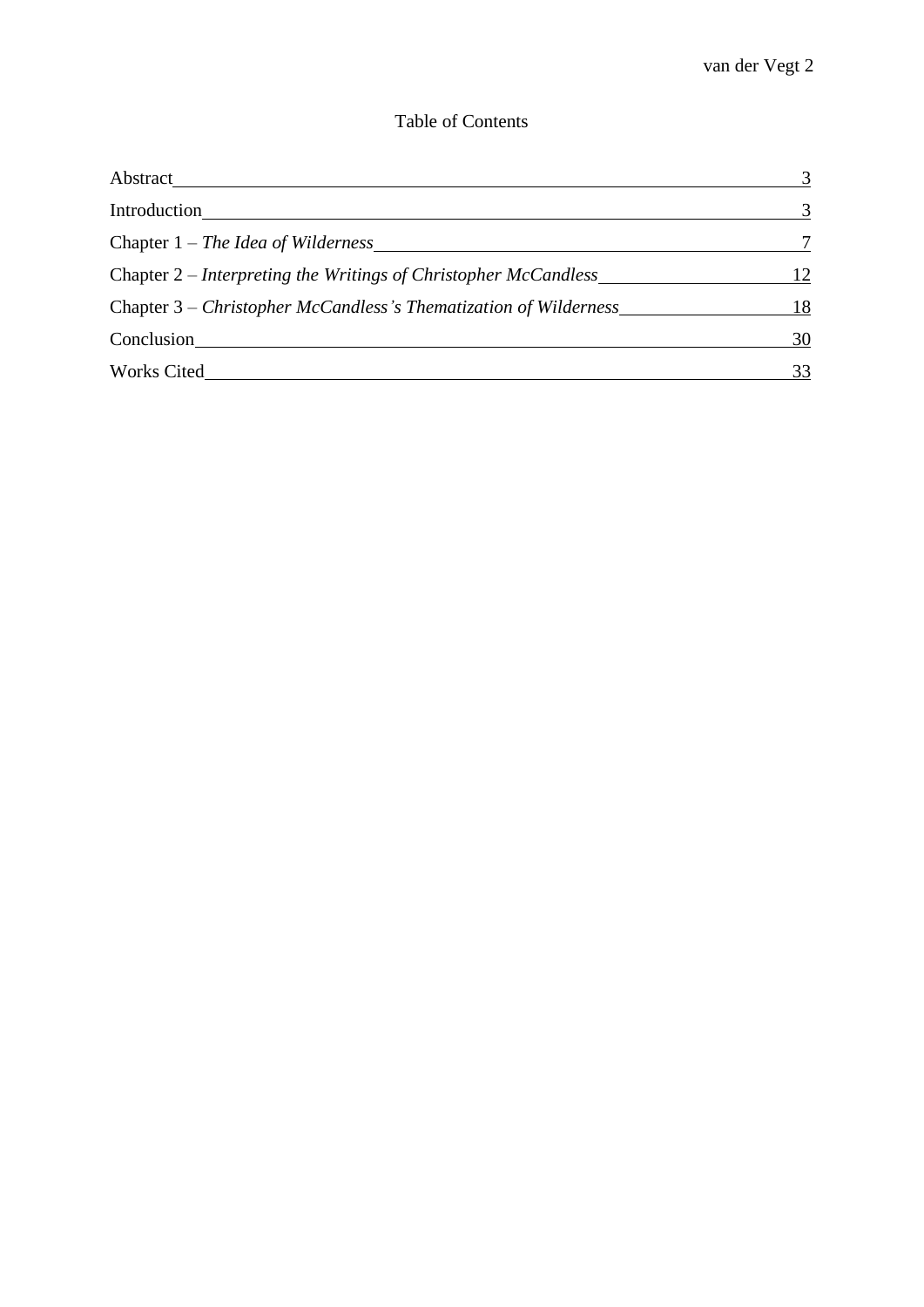# Table of Contents

| | |
|---|---|
| Abstract | 3 |
| Introduction | 3 |
| Chapter 1 – *The Idea of Wilderness* | 7 |
| Chapter 2 – *Interpreting the Writings of Christopher McCandless* | 12 |
| Chapter 3 – *Christopher McCandless's Thematization of Wilderness* | 18 |
| Conclusion | 30 |
| Works Cited | 33 |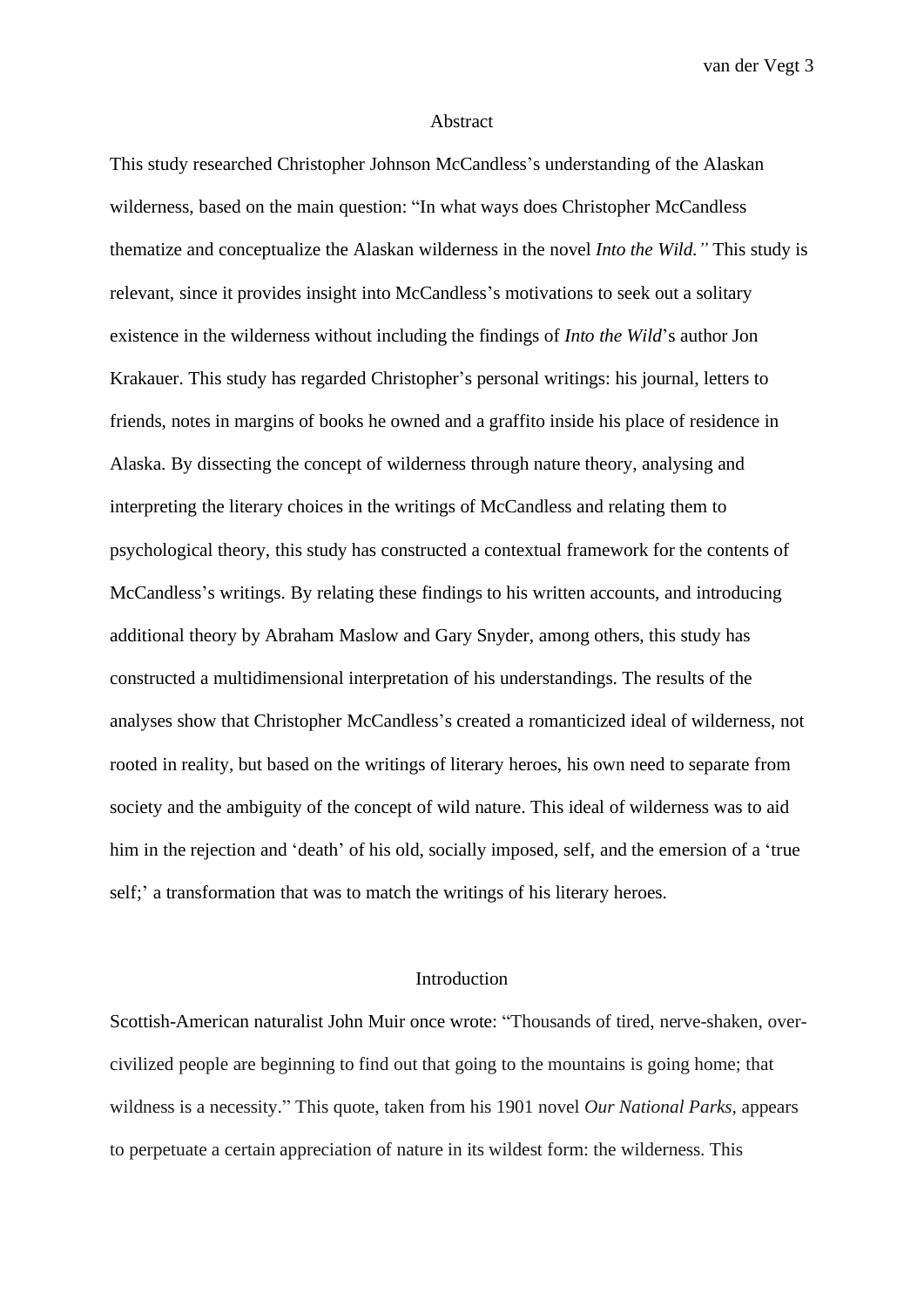## Abstract

This study researched Christopher Johnson McCandless's understanding of the Alaskan wilderness, based on the main question: "In what ways does Christopher McCandless thematize and conceptualize the Alaskan wilderness in the novel *Into the Wild."* This study is relevant, since it provides insight into McCandless's motivations to seek out a solitary existence in the wilderness without including the findings of *Into the Wild*'s author Jon Krakauer. This study has regarded Christopher's personal writings: his journal, letters to friends, notes in margins of books he owned and a graffito inside his place of residence in Alaska. By dissecting the concept of wilderness through nature theory, analysing and interpreting the literary choices in the writings of McCandless and relating them to psychological theory, this study has constructed a contextual framework for the contents of McCandless's writings. By relating these findings to his written accounts, and introducing additional theory by Abraham Maslow and Gary Snyder, among others, this study has constructed a multidimensional interpretation of his understandings. The results of the analyses show that Christopher McCandless's created a romanticized ideal of wilderness, not rooted in reality, but based on the writings of literary heroes, his own need to separate from society and the ambiguity of the concept of wild nature. This ideal of wilderness was to aid him in the rejection and 'death' of his old, socially imposed, self, and the emersion of a 'true self;' a transformation that was to match the writings of his literary heroes.

## Introduction

Scottish-American naturalist John Muir once wrote: "Thousands of tired, nerve-shaken, over-civilized people are beginning to find out that going to the mountains is going home; that wildness is a necessity." This quote, taken from his 1901 novel *Our National Parks,* appears to perpetuate a certain appreciation of nature in its wildest form: the wilderness. This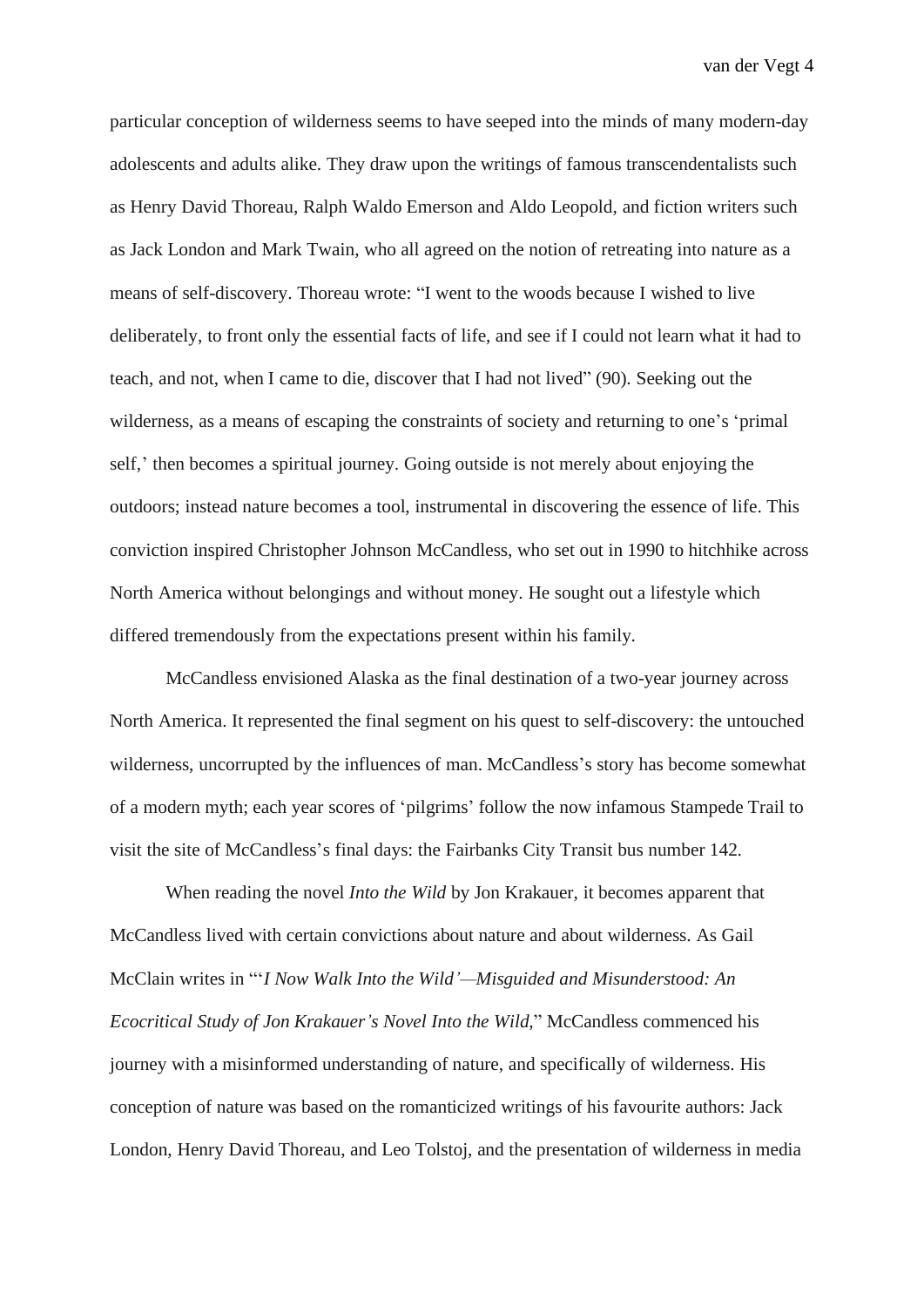particular conception of wilderness seems to have seeped into the minds of many modern-day adolescents and adults alike. They draw upon the writings of famous transcendentalists such as Henry David Thoreau, Ralph Waldo Emerson and Aldo Leopold, and fiction writers such as Jack London and Mark Twain, who all agreed on the notion of retreating into nature as a means of self-discovery. Thoreau wrote: "I went to the woods because I wished to live deliberately, to front only the essential facts of life, and see if I could not learn what it had to teach, and not, when I came to die, discover that I had not lived" (90). Seeking out the wilderness, as a means of escaping the constraints of society and returning to one's 'primal self,' then becomes a spiritual journey. Going outside is not merely about enjoying the outdoors; instead nature becomes a tool, instrumental in discovering the essence of life. This conviction inspired Christopher Johnson McCandless, who set out in 1990 to hitchhike across North America without belongings and without money. He sought out a lifestyle which differed tremendously from the expectations present within his family.

McCandless envisioned Alaska as the final destination of a two-year journey across North America. It represented the final segment on his quest to self-discovery: the untouched wilderness, uncorrupted by the influences of man. McCandless's story has become somewhat of a modern myth; each year scores of 'pilgrims' follow the now infamous Stampede Trail to visit the site of McCandless's final days: the Fairbanks City Transit bus number 142.

When reading the novel *Into the Wild* by Jon Krakauer, it becomes apparent that McCandless lived with certain convictions about nature and about wilderness. As Gail McClain writes in "'*I Now Walk Into the Wild'—Misguided and Misunderstood: An Ecocritical Study of Jon Krakauer's Novel Into the Wild*," McCandless commenced his journey with a misinformed understanding of nature, and specifically of wilderness. His conception of nature was based on the romanticized writings of his favourite authors: Jack London, Henry David Thoreau, and Leo Tolstoj, and the presentation of wilderness in media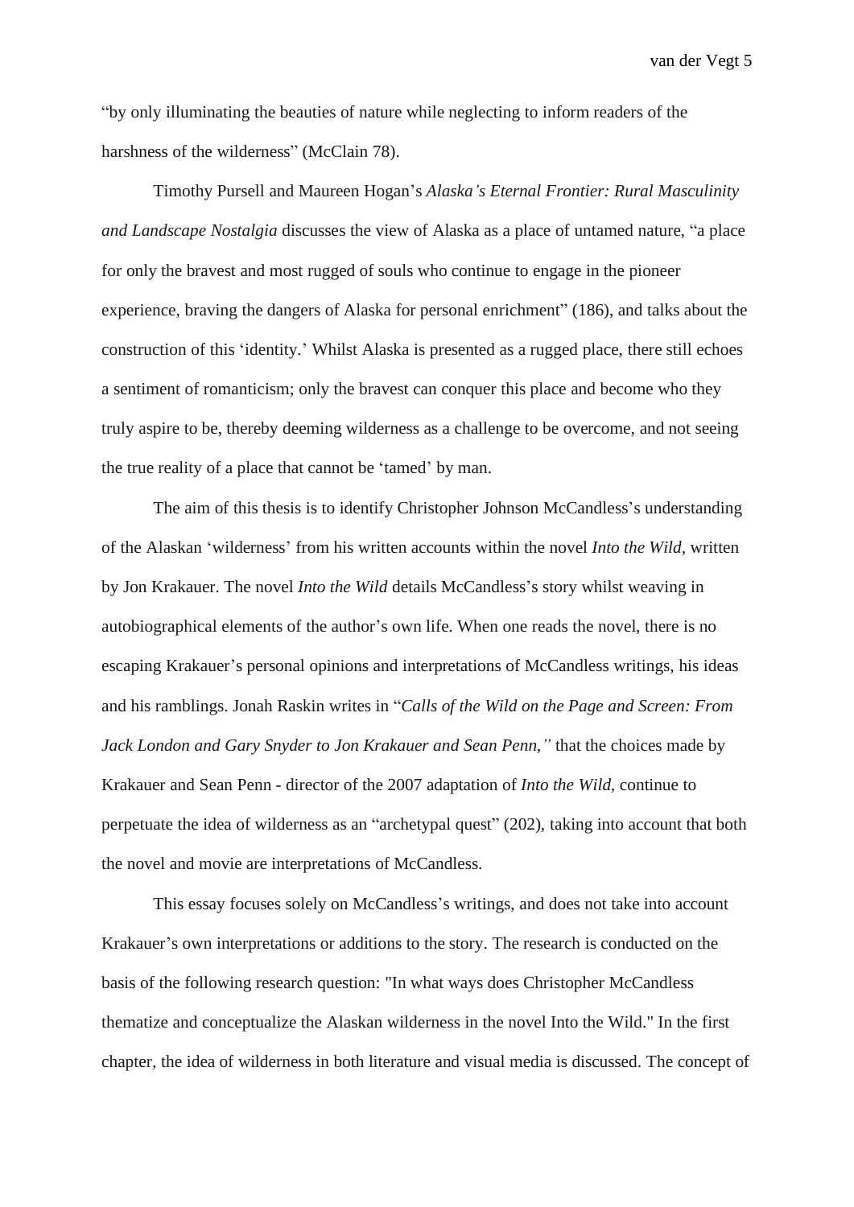"by only illuminating the beauties of nature while neglecting to inform readers of the harshness of the wilderness" (McClain 78).

Timothy Pursell and Maureen Hogan's *Alaska's Eternal Frontier: Rural Masculinity and Landscape Nostalgia* discusses the view of Alaska as a place of untamed nature, "a place for only the bravest and most rugged of souls who continue to engage in the pioneer experience, braving the dangers of Alaska for personal enrichment" (186), and talks about the construction of this 'identity.' Whilst Alaska is presented as a rugged place, there still echoes a sentiment of romanticism; only the bravest can conquer this place and become who they truly aspire to be, thereby deeming wilderness as a challenge to be overcome, and not seeing the true reality of a place that cannot be 'tamed' by man.

The aim of this thesis is to identify Christopher Johnson McCandless's understanding of the Alaskan 'wilderness' from his written accounts within the novel *Into the Wild*, written by Jon Krakauer. The novel *Into the Wild* details McCandless's story whilst weaving in autobiographical elements of the author's own life. When one reads the novel, there is no escaping Krakauer's personal opinions and interpretations of McCandless writings, his ideas and his ramblings. Jonah Raskin writes in "*Calls of the Wild on the Page and Screen: From Jack London and Gary Snyder to Jon Krakauer and Sean Penn,"* that the choices made by Krakauer and Sean Penn - director of the 2007 adaptation of *Into the Wild*, continue to perpetuate the idea of wilderness as an "archetypal quest" (202), taking into account that both the novel and movie are interpretations of McCandless.

This essay focuses solely on McCandless's writings, and does not take into account Krakauer's own interpretations or additions to the story. The research is conducted on the basis of the following research question: "In what ways does Christopher McCandless thematize and conceptualize the Alaskan wilderness in the novel Into the Wild." In the first chapter, the idea of wilderness in both literature and visual media is discussed. The concept of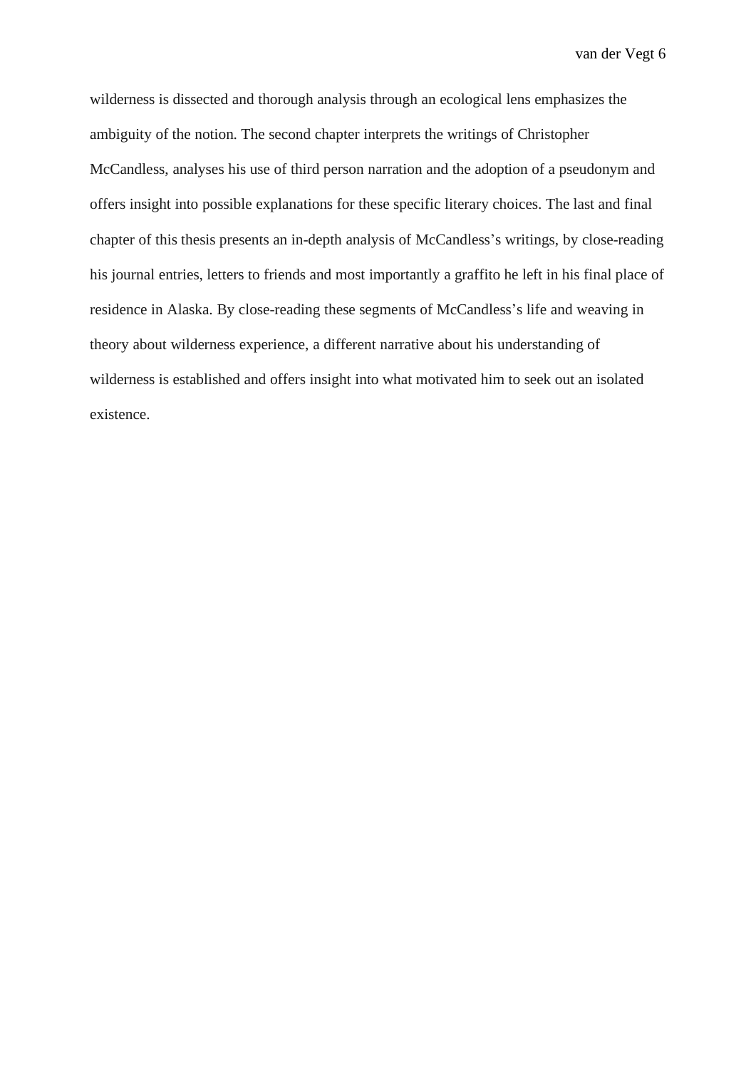wilderness is dissected and thorough analysis through an ecological lens emphasizes the ambiguity of the notion. The second chapter interprets the writings of Christopher McCandless, analyses his use of third person narration and the adoption of a pseudonym and offers insight into possible explanations for these specific literary choices. The last and final chapter of this thesis presents an in-depth analysis of McCandless's writings, by close-reading his journal entries, letters to friends and most importantly a graffito he left in his final place of residence in Alaska. By close-reading these segments of McCandless's life and weaving in theory about wilderness experience, a different narrative about his understanding of wilderness is established and offers insight into what motivated him to seek out an isolated existence.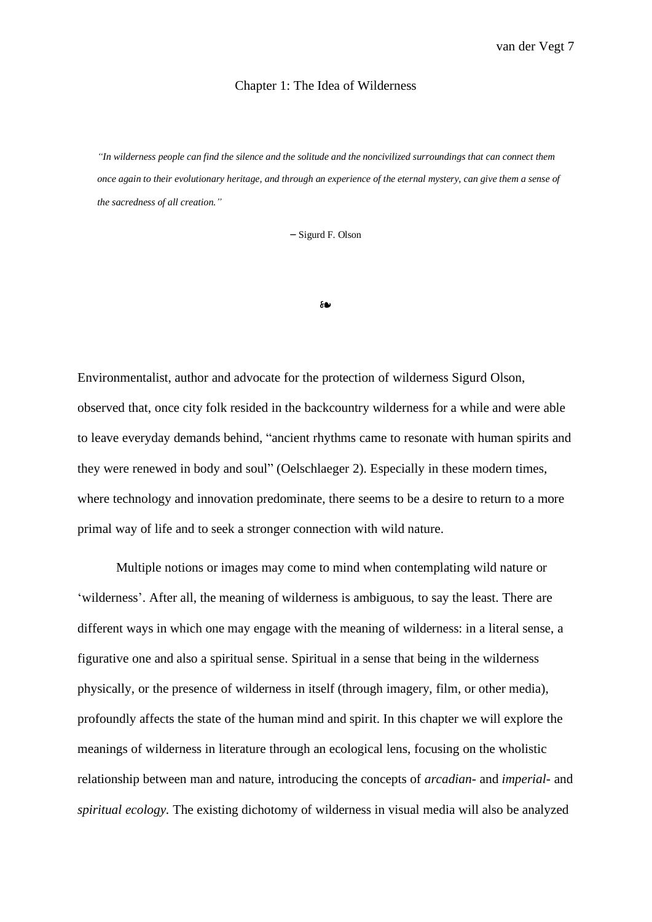# Chapter 1: The Idea of Wilderness

> *"In wilderness people can find the silence and the solitude and the noncivilized surroundings that can connect them once again to their evolutionary heritage, and through an experience of the eternal mystery, can give them a sense of the sacredness of all creation."*
>
> – Sigurd F. Olson

❧

Environmentalist, author and advocate for the protection of wilderness Sigurd Olson, observed that, once city folk resided in the backcountry wilderness for a while and were able to leave everyday demands behind, "ancient rhythms came to resonate with human spirits and they were renewed in body and soul" (Oelschlaeger 2). Especially in these modern times, where technology and innovation predominate, there seems to be a desire to return to a more primal way of life and to seek a stronger connection with wild nature.

Multiple notions or images may come to mind when contemplating wild nature or 'wilderness'. After all, the meaning of wilderness is ambiguous, to say the least. There are different ways in which one may engage with the meaning of wilderness: in a literal sense, a figurative one and also a spiritual sense. Spiritual in a sense that being in the wilderness physically, or the presence of wilderness in itself (through imagery, film, or other media), profoundly affects the state of the human mind and spirit. In this chapter we will explore the meanings of wilderness in literature through an ecological lens, focusing on the wholistic relationship between man and nature, introducing the concepts of *arcadian*- and *imperial*- and *spiritual ecology.* The existing dichotomy of wilderness in visual media will also be analyzed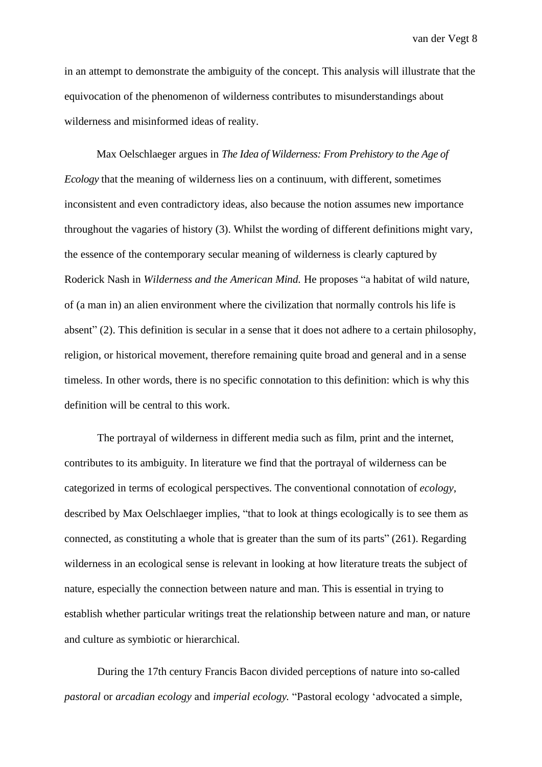in an attempt to demonstrate the ambiguity of the concept. This analysis will illustrate that the equivocation of the phenomenon of wilderness contributes to misunderstandings about wilderness and misinformed ideas of reality.

Max Oelschlaeger argues in *The Idea of Wilderness: From Prehistory to the Age of Ecology* that the meaning of wilderness lies on a continuum, with different, sometimes inconsistent and even contradictory ideas, also because the notion assumes new importance throughout the vagaries of history (3). Whilst the wording of different definitions might vary, the essence of the contemporary secular meaning of wilderness is clearly captured by Roderick Nash in *Wilderness and the American Mind.* He proposes "a habitat of wild nature, of (a man in) an alien environment where the civilization that normally controls his life is absent" (2). This definition is secular in a sense that it does not adhere to a certain philosophy, religion, or historical movement, therefore remaining quite broad and general and in a sense timeless. In other words, there is no specific connotation to this definition: which is why this definition will be central to this work.

The portrayal of wilderness in different media such as film, print and the internet, contributes to its ambiguity. In literature we find that the portrayal of wilderness can be categorized in terms of ecological perspectives. The conventional connotation of *ecology*, described by Max Oelschlaeger implies, "that to look at things ecologically is to see them as connected, as constituting a whole that is greater than the sum of its parts" (261). Regarding wilderness in an ecological sense is relevant in looking at how literature treats the subject of nature, especially the connection between nature and man. This is essential in trying to establish whether particular writings treat the relationship between nature and man, or nature and culture as symbiotic or hierarchical.

During the 17th century Francis Bacon divided perceptions of nature into so-called *pastoral* or *arcadian ecology* and *imperial ecology.* "Pastoral ecology 'advocated a simple,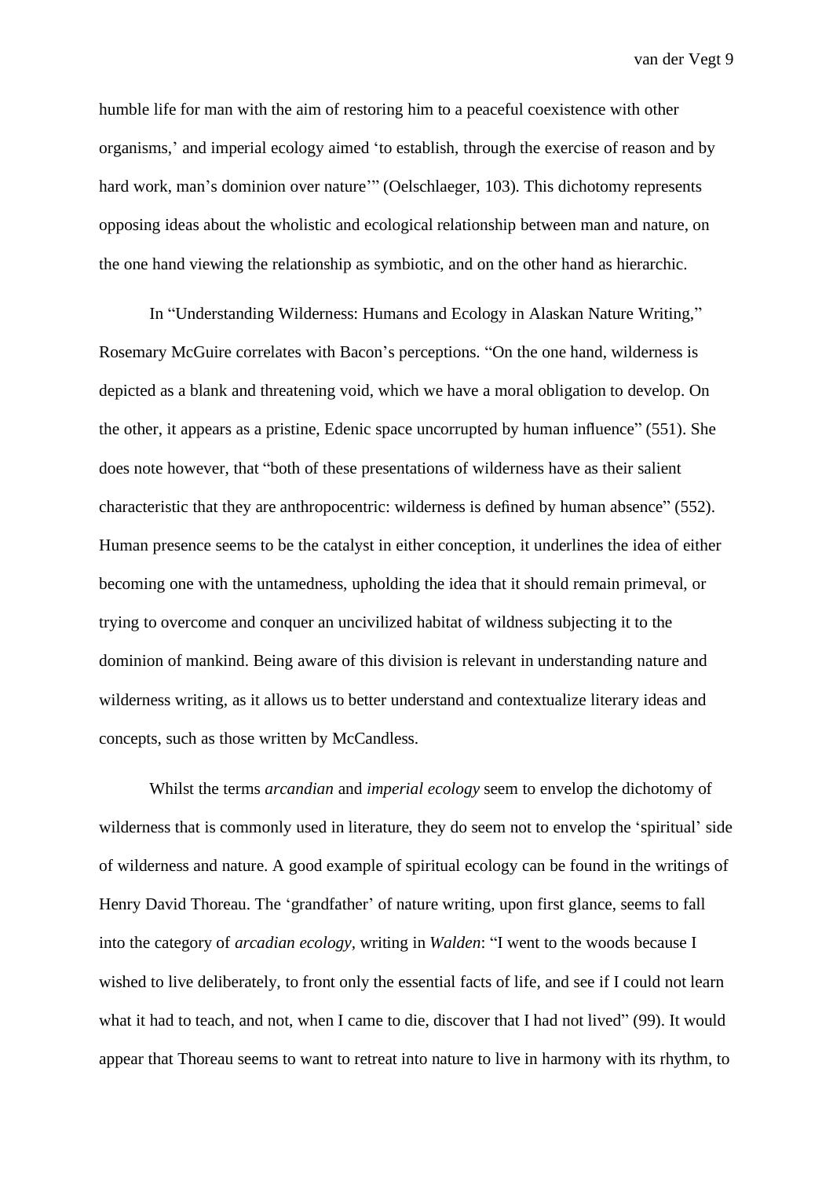humble life for man with the aim of restoring him to a peaceful coexistence with other organisms,' and imperial ecology aimed 'to establish, through the exercise of reason and by hard work, man's dominion over nature'" (Oelschlaeger, 103). This dichotomy represents opposing ideas about the wholistic and ecological relationship between man and nature, on the one hand viewing the relationship as symbiotic, and on the other hand as hierarchic.

In "Understanding Wilderness: Humans and Ecology in Alaskan Nature Writing," Rosemary McGuire correlates with Bacon's perceptions. "On the one hand, wilderness is depicted as a blank and threatening void, which we have a moral obligation to develop. On the other, it appears as a pristine, Edenic space uncorrupted by human influence" (551). She does note however, that "both of these presentations of wilderness have as their salient characteristic that they are anthropocentric: wilderness is defined by human absence" (552). Human presence seems to be the catalyst in either conception, it underlines the idea of either becoming one with the untamedness, upholding the idea that it should remain primeval, or trying to overcome and conquer an uncivilized habitat of wildness subjecting it to the dominion of mankind. Being aware of this division is relevant in understanding nature and wilderness writing, as it allows us to better understand and contextualize literary ideas and concepts, such as those written by McCandless.

Whilst the terms *arcandian* and *imperial ecology* seem to envelop the dichotomy of wilderness that is commonly used in literature, they do seem not to envelop the 'spiritual' side of wilderness and nature. A good example of spiritual ecology can be found in the writings of Henry David Thoreau. The 'grandfather' of nature writing, upon first glance, seems to fall into the category of *arcadian ecology*, writing in *Walden*: "I went to the woods because I wished to live deliberately, to front only the essential facts of life, and see if I could not learn what it had to teach, and not, when I came to die, discover that I had not lived" (99). It would appear that Thoreau seems to want to retreat into nature to live in harmony with its rhythm, to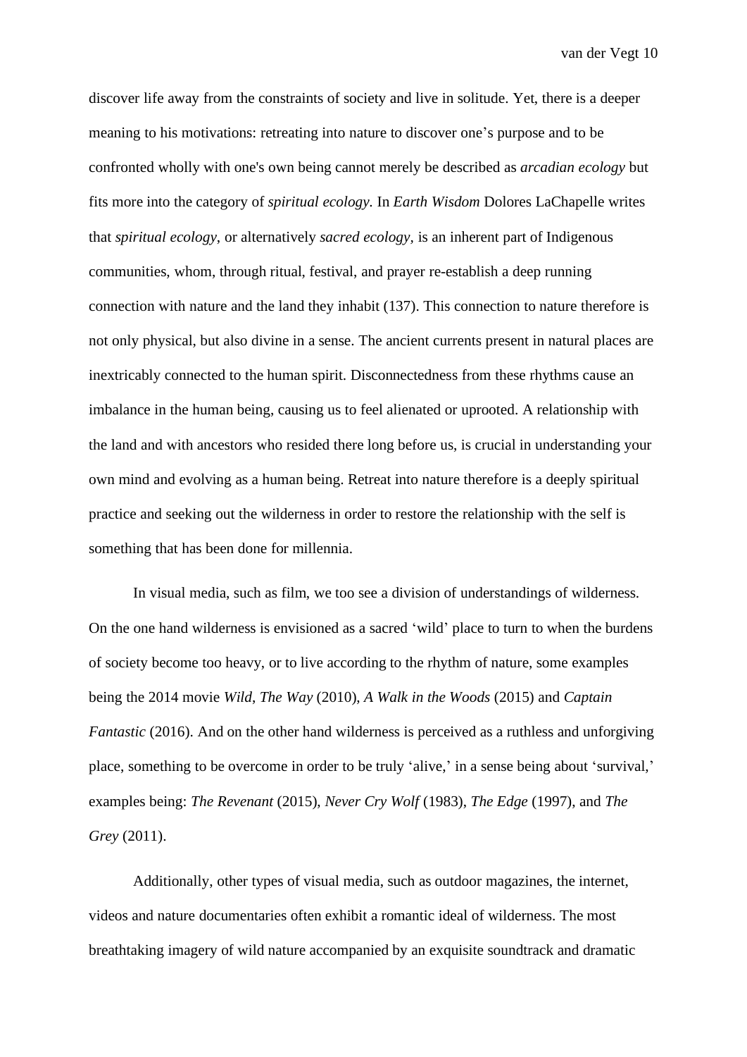discover life away from the constraints of society and live in solitude. Yet, there is a deeper meaning to his motivations: retreating into nature to discover one's purpose and to be confronted wholly with one's own being cannot merely be described as *arcadian ecology* but fits more into the category of *spiritual ecology.* In *Earth Wisdom* Dolores LaChapelle writes that *spiritual ecology*, or alternatively *sacred ecology,* is an inherent part of Indigenous communities, whom, through ritual, festival, and prayer re-establish a deep running connection with nature and the land they inhabit (137). This connection to nature therefore is not only physical, but also divine in a sense. The ancient currents present in natural places are inextricably connected to the human spirit. Disconnectedness from these rhythms cause an imbalance in the human being, causing us to feel alienated or uprooted. A relationship with the land and with ancestors who resided there long before us, is crucial in understanding your own mind and evolving as a human being. Retreat into nature therefore is a deeply spiritual practice and seeking out the wilderness in order to restore the relationship with the self is something that has been done for millennia.

In visual media, such as film, we too see a division of understandings of wilderness. On the one hand wilderness is envisioned as a sacred 'wild' place to turn to when the burdens of society become too heavy, or to live according to the rhythm of nature, some examples being the 2014 movie *Wild*, *The Way* (2010), *A Walk in the Woods* (2015) and *Captain Fantastic* (2016). And on the other hand wilderness is perceived as a ruthless and unforgiving place, something to be overcome in order to be truly 'alive,' in a sense being about 'survival,' examples being: *The Revenant* (2015), *Never Cry Wolf* (1983), *The Edge* (1997), and *The Grey* (2011).

Additionally, other types of visual media, such as outdoor magazines, the internet, videos and nature documentaries often exhibit a romantic ideal of wilderness. The most breathtaking imagery of wild nature accompanied by an exquisite soundtrack and dramatic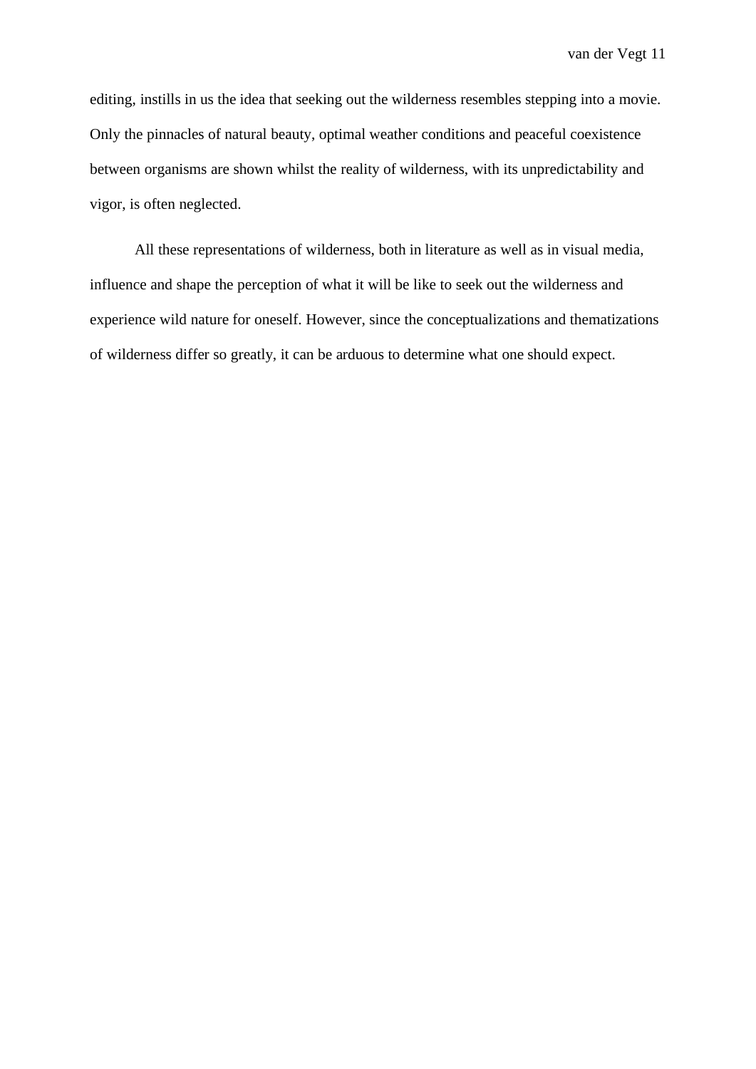editing, instills in us the idea that seeking out the wilderness resembles stepping into a movie. Only the pinnacles of natural beauty, optimal weather conditions and peaceful coexistence between organisms are shown whilst the reality of wilderness, with its unpredictability and vigor, is often neglected.

All these representations of wilderness, both in literature as well as in visual media, influence and shape the perception of what it will be like to seek out the wilderness and experience wild nature for oneself. However, since the conceptualizations and thematizations of wilderness differ so greatly, it can be arduous to determine what one should expect.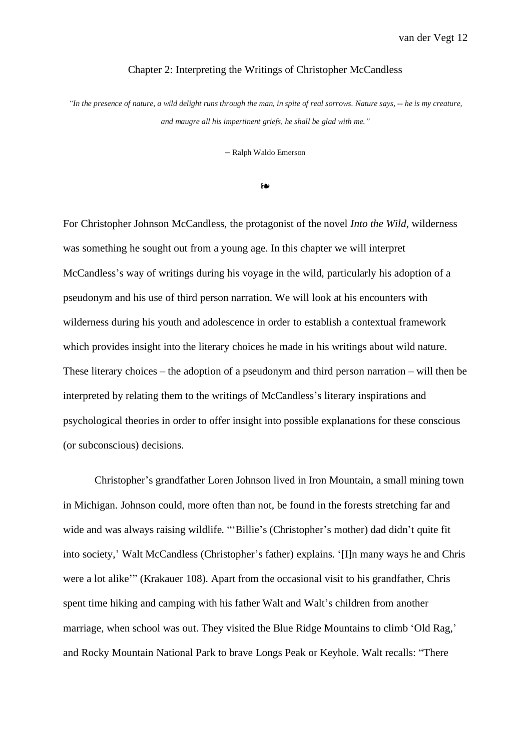## Chapter 2: Interpreting the Writings of Christopher McCandless

*"In the presence of nature, a wild delight runs through the man, in spite of real sorrows. Nature says, -- he is my creature, and maugre all his impertinent griefs, he shall be glad with me."*

– Ralph Waldo Emerson

❧

For Christopher Johnson McCandless, the protagonist of the novel *Into the Wild*, wilderness was something he sought out from a young age. In this chapter we will interpret McCandless's way of writings during his voyage in the wild, particularly his adoption of a pseudonym and his use of third person narration. We will look at his encounters with wilderness during his youth and adolescence in order to establish a contextual framework which provides insight into the literary choices he made in his writings about wild nature. These literary choices – the adoption of a pseudonym and third person narration – will then be interpreted by relating them to the writings of McCandless's literary inspirations and psychological theories in order to offer insight into possible explanations for these conscious (or subconscious) decisions.

Christopher's grandfather Loren Johnson lived in Iron Mountain, a small mining town in Michigan. Johnson could, more often than not, be found in the forests stretching far and wide and was always raising wildlife. "'Billie's (Christopher's mother) dad didn't quite fit into society,' Walt McCandless (Christopher's father) explains. '[I]n many ways he and Chris were a lot alike'" (Krakauer 108). Apart from the occasional visit to his grandfather, Chris spent time hiking and camping with his father Walt and Walt's children from another marriage, when school was out. They visited the Blue Ridge Mountains to climb 'Old Rag,' and Rocky Mountain National Park to brave Longs Peak or Keyhole. Walt recalls: "There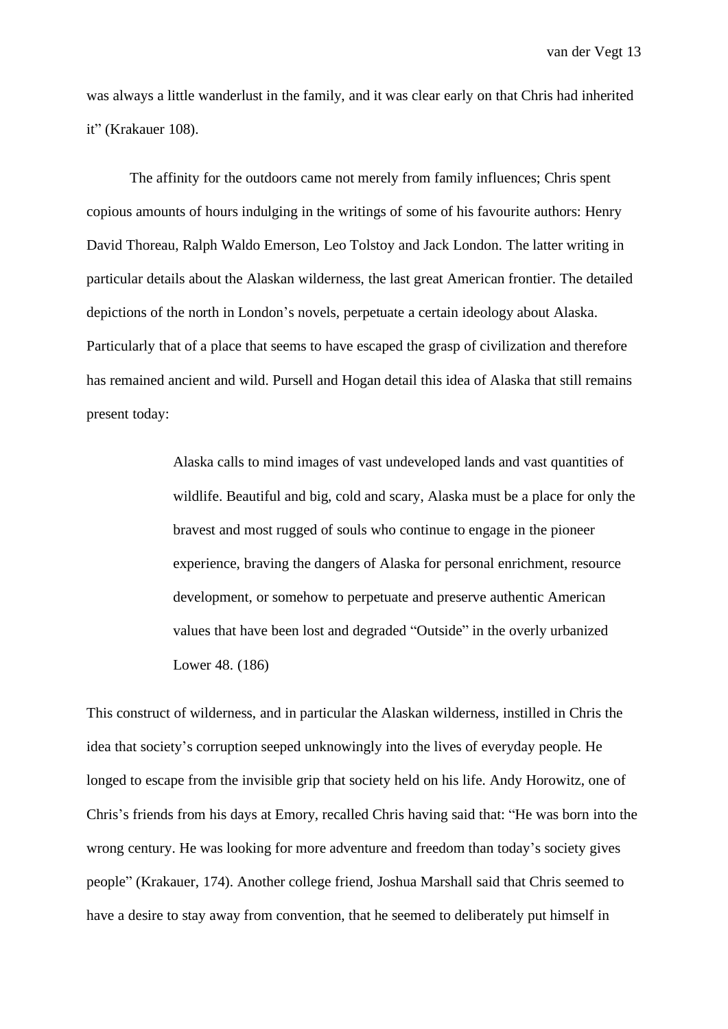was always a little wanderlust in the family, and it was clear early on that Chris had inherited it" (Krakauer 108).

The affinity for the outdoors came not merely from family influences; Chris spent copious amounts of hours indulging in the writings of some of his favourite authors: Henry David Thoreau, Ralph Waldo Emerson, Leo Tolstoy and Jack London. The latter writing in particular details about the Alaskan wilderness, the last great American frontier. The detailed depictions of the north in London's novels, perpetuate a certain ideology about Alaska. Particularly that of a place that seems to have escaped the grasp of civilization and therefore has remained ancient and wild. Pursell and Hogan detail this idea of Alaska that still remains present today:

> Alaska calls to mind images of vast undeveloped lands and vast quantities of wildlife. Beautiful and big, cold and scary, Alaska must be a place for only the bravest and most rugged of souls who continue to engage in the pioneer experience, braving the dangers of Alaska for personal enrichment, resource development, or somehow to perpetuate and preserve authentic American values that have been lost and degraded "Outside" in the overly urbanized Lower 48. (186)

This construct of wilderness, and in particular the Alaskan wilderness, instilled in Chris the idea that society's corruption seeped unknowingly into the lives of everyday people. He longed to escape from the invisible grip that society held on his life. Andy Horowitz, one of Chris's friends from his days at Emory, recalled Chris having said that: "He was born into the wrong century. He was looking for more adventure and freedom than today's society gives people" (Krakauer, 174). Another college friend, Joshua Marshall said that Chris seemed to have a desire to stay away from convention, that he seemed to deliberately put himself in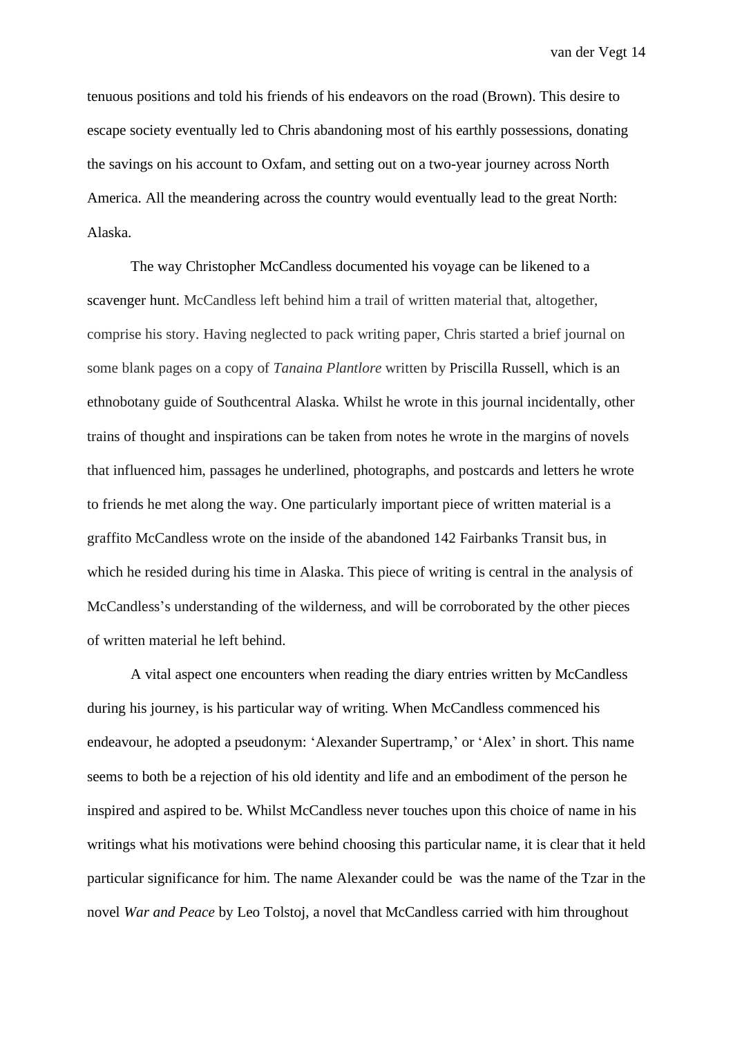tenuous positions and told his friends of his endeavors on the road (Brown). This desire to escape society eventually led to Chris abandoning most of his earthly possessions, donating the savings on his account to Oxfam, and setting out on a two-year journey across North America. All the meandering across the country would eventually lead to the great North: Alaska.

The way Christopher McCandless documented his voyage can be likened to a scavenger hunt. McCandless left behind him a trail of written material that, altogether, comprise his story. Having neglected to pack writing paper, Chris started a brief journal on some blank pages on a copy of *Tanaina Plantlore* written by Priscilla Russell, which is an ethnobotany guide of Southcentral Alaska. Whilst he wrote in this journal incidentally, other trains of thought and inspirations can be taken from notes he wrote in the margins of novels that influenced him, passages he underlined, photographs, and postcards and letters he wrote to friends he met along the way. One particularly important piece of written material is a graffito McCandless wrote on the inside of the abandoned 142 Fairbanks Transit bus, in which he resided during his time in Alaska. This piece of writing is central in the analysis of McCandless's understanding of the wilderness, and will be corroborated by the other pieces of written material he left behind.

A vital aspect one encounters when reading the diary entries written by McCandless during his journey, is his particular way of writing. When McCandless commenced his endeavour, he adopted a pseudonym: 'Alexander Supertramp,' or 'Alex' in short. This name seems to both be a rejection of his old identity and life and an embodiment of the person he inspired and aspired to be. Whilst McCandless never touches upon this choice of name in his writings what his motivations were behind choosing this particular name, it is clear that it held particular significance for him. The name Alexander could be  was the name of the Tzar in the novel *War and Peace* by Leo Tolstoj, a novel that McCandless carried with him throughout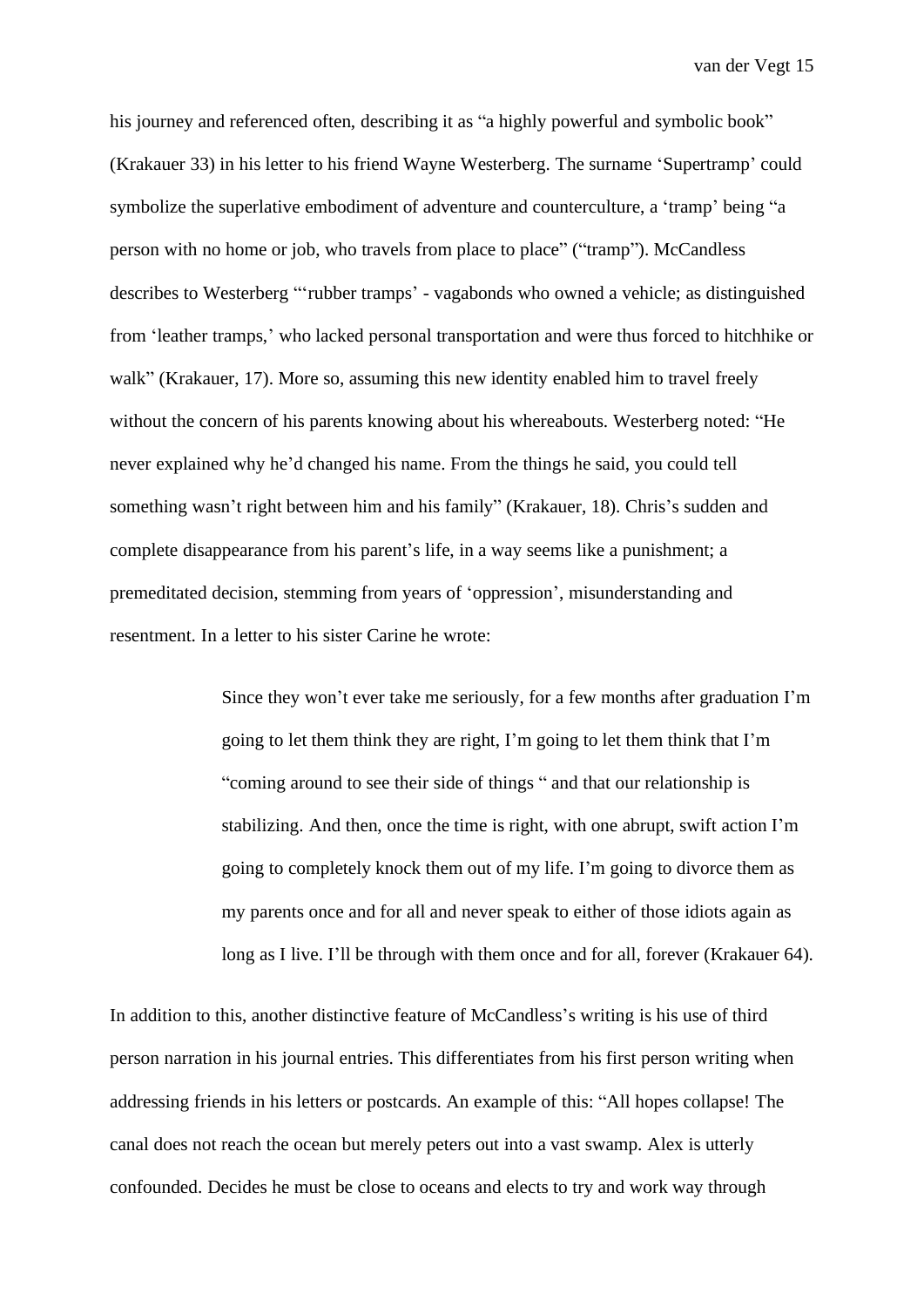his journey and referenced often, describing it as “a highly powerful and symbolic book” (Krakauer 33) in his letter to his friend Wayne Westerberg. The surname ‘Supertramp’ could symbolize the superlative embodiment of adventure and counterculture, a ‘tramp’ being “a person with no home or job, who travels from place to place” (“tramp”). McCandless describes to Westerberg “‘rubber tramps’ - vagabonds who owned a vehicle; as distinguished from ‘leather tramps,’ who lacked personal transportation and were thus forced to hitchhike or walk” (Krakauer, 17). More so, assuming this new identity enabled him to travel freely without the concern of his parents knowing about his whereabouts. Westerberg noted: “He never explained why he’d changed his name. From the things he said, you could tell something wasn’t right between him and his family” (Krakauer, 18). Chris’s sudden and complete disappearance from his parent’s life, in a way seems like a punishment; a premeditated decision, stemming from years of ‘oppression’, misunderstanding and resentment. In a letter to his sister Carine he wrote:

> Since they won’t ever take me seriously, for a few months after graduation I’m going to let them think they are right, I’m going to let them think that I’m “coming around to see their side of things “ and that our relationship is stabilizing. And then, once the time is right, with one abrupt, swift action I’m going to completely knock them out of my life. I’m going to divorce them as my parents once and for all and never speak to either of those idiots again as long as I live. I’ll be through with them once and for all, forever (Krakauer 64).

In addition to this, another distinctive feature of McCandless’s writing is his use of third person narration in his journal entries. This differentiates from his first person writing when addressing friends in his letters or postcards. An example of this: “All hopes collapse! The canal does not reach the ocean but merely peters out into a vast swamp. Alex is utterly confounded. Decides he must be close to oceans and elects to try and work way through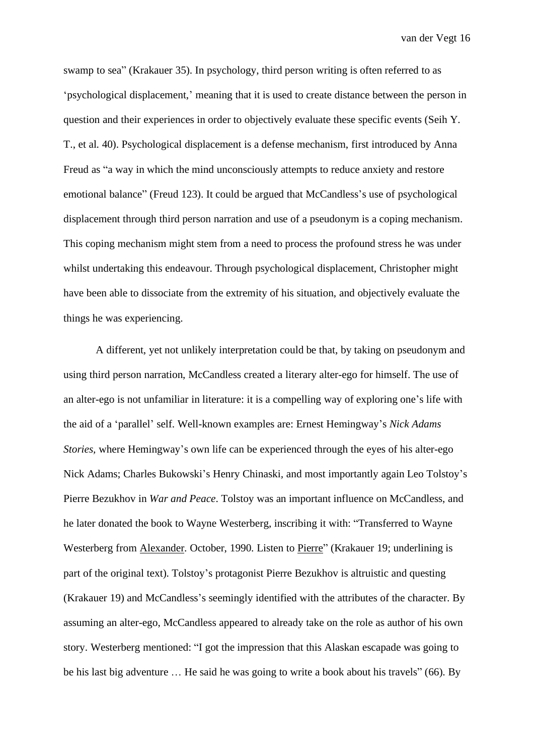swamp to sea" (Krakauer 35). In psychology, third person writing is often referred to as 'psychological displacement,' meaning that it is used to create distance between the person in question and their experiences in order to objectively evaluate these specific events (Seih Y. T., et al. 40). Psychological displacement is a defense mechanism, first introduced by Anna Freud as "a way in which the mind unconsciously attempts to reduce anxiety and restore emotional balance" (Freud 123). It could be argued that McCandless's use of psychological displacement through third person narration and use of a pseudonym is a coping mechanism. This coping mechanism might stem from a need to process the profound stress he was under whilst undertaking this endeavour. Through psychological displacement, Christopher might have been able to dissociate from the extremity of his situation, and objectively evaluate the things he was experiencing.

A different, yet not unlikely interpretation could be that, by taking on pseudonym and using third person narration, McCandless created a literary alter-ego for himself. The use of an alter-ego is not unfamiliar in literature: it is a compelling way of exploring one's life with the aid of a 'parallel' self. Well-known examples are: Ernest Hemingway's *Nick Adams Stories*, where Hemingway's own life can be experienced through the eyes of his alter-ego Nick Adams; Charles Bukowski's Henry Chinaski, and most importantly again Leo Tolstoy's Pierre Bezukhov in *War and Peace*. Tolstoy was an important influence on McCandless, and he later donated the book to Wayne Westerberg, inscribing it with: "Transferred to Wayne Westerberg from <u>Alexander</u>. October, 1990. Listen to <u>Pierre</u>" (Krakauer 19; underlining is part of the original text). Tolstoy's protagonist Pierre Bezukhov is altruistic and questing (Krakauer 19) and McCandless's seemingly identified with the attributes of the character. By assuming an alter-ego, McCandless appeared to already take on the role as author of his own story. Westerberg mentioned: "I got the impression that this Alaskan escapade was going to be his last big adventure … He said he was going to write a book about his travels" (66). By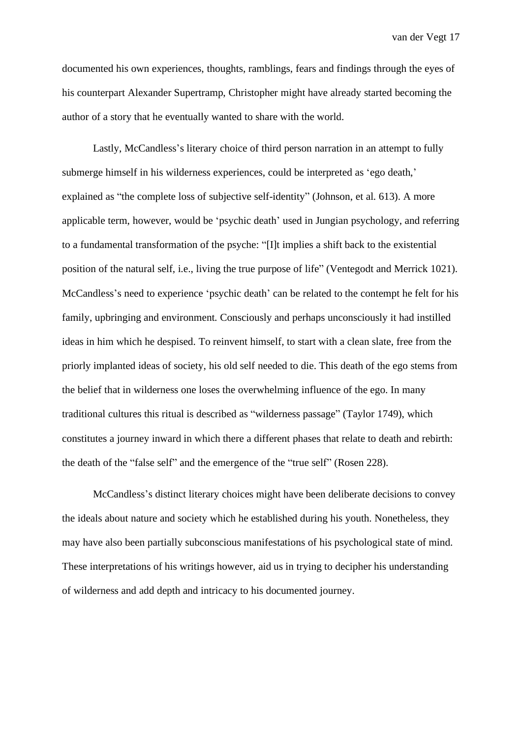documented his own experiences, thoughts, ramblings, fears and findings through the eyes of his counterpart Alexander Supertramp, Christopher might have already started becoming the author of a story that he eventually wanted to share with the world.

Lastly, McCandless's literary choice of third person narration in an attempt to fully submerge himself in his wilderness experiences, could be interpreted as 'ego death,' explained as "the complete loss of subjective self-identity" (Johnson, et al. 613). A more applicable term, however, would be 'psychic death' used in Jungian psychology, and referring to a fundamental transformation of the psyche: "[I]t implies a shift back to the existential position of the natural self, i.e., living the true purpose of life" (Ventegodt and Merrick 1021). McCandless's need to experience 'psychic death' can be related to the contempt he felt for his family, upbringing and environment. Consciously and perhaps unconsciously it had instilled ideas in him which he despised. To reinvent himself, to start with a clean slate, free from the priorly implanted ideas of society, his old self needed to die. This death of the ego stems from the belief that in wilderness one loses the overwhelming influence of the ego. In many traditional cultures this ritual is described as "wilderness passage" (Taylor 1749), which constitutes a journey inward in which there a different phases that relate to death and rebirth: the death of the "false self" and the emergence of the "true self" (Rosen 228).

McCandless's distinct literary choices might have been deliberate decisions to convey the ideals about nature and society which he established during his youth. Nonetheless, they may have also been partially subconscious manifestations of his psychological state of mind. These interpretations of his writings however, aid us in trying to decipher his understanding of wilderness and add depth and intricacy to his documented journey.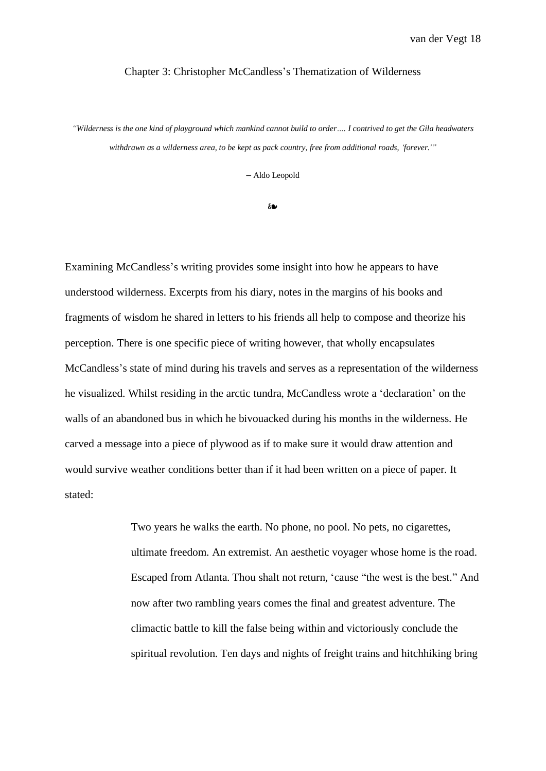## Chapter 3: Christopher McCandless's Thematization of Wilderness

*"Wilderness is the one kind of playground which mankind cannot build to order…. I contrived to get the Gila headwaters withdrawn as a wilderness area, to be kept as pack country, free from additional roads, 'forever.'"*

– Aldo Leopold

❧

Examining McCandless's writing provides some insight into how he appears to have understood wilderness. Excerpts from his diary, notes in the margins of his books and fragments of wisdom he shared in letters to his friends all help to compose and theorize his perception. There is one specific piece of writing however, that wholly encapsulates McCandless's state of mind during his travels and serves as a representation of the wilderness he visualized. Whilst residing in the arctic tundra, McCandless wrote a 'declaration' on the walls of an abandoned bus in which he bivouacked during his months in the wilderness. He carved a message into a piece of plywood as if to make sure it would draw attention and would survive weather conditions better than if it had been written on a piece of paper. It stated:

> Two years he walks the earth. No phone, no pool. No pets, no cigarettes, ultimate freedom. An extremist. An aesthetic voyager whose home is the road. Escaped from Atlanta. Thou shalt not return, 'cause "the west is the best." And now after two rambling years comes the final and greatest adventure. The climactic battle to kill the false being within and victoriously conclude the spiritual revolution. Ten days and nights of freight trains and hitchhiking bring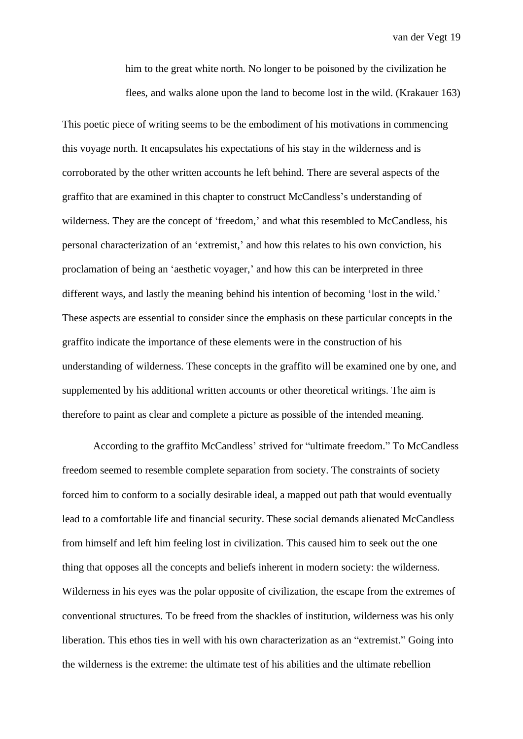> him to the great white north. No longer to be poisoned by the civilization he flees, and walks alone upon the land to become lost in the wild. (Krakauer 163)

This poetic piece of writing seems to be the embodiment of his motivations in commencing this voyage north. It encapsulates his expectations of his stay in the wilderness and is corroborated by the other written accounts he left behind. There are several aspects of the graffito that are examined in this chapter to construct McCandless's understanding of wilderness. They are the concept of 'freedom,' and what this resembled to McCandless, his personal characterization of an 'extremist,' and how this relates to his own conviction, his proclamation of being an 'aesthetic voyager,' and how this can be interpreted in three different ways, and lastly the meaning behind his intention of becoming 'lost in the wild.' These aspects are essential to consider since the emphasis on these particular concepts in the graffito indicate the importance of these elements were in the construction of his understanding of wilderness. These concepts in the graffito will be examined one by one, and supplemented by his additional written accounts or other theoretical writings. The aim is therefore to paint as clear and complete a picture as possible of the intended meaning.

According to the graffito McCandless' strived for "ultimate freedom." To McCandless freedom seemed to resemble complete separation from society. The constraints of society forced him to conform to a socially desirable ideal, a mapped out path that would eventually lead to a comfortable life and financial security. These social demands alienated McCandless from himself and left him feeling lost in civilization. This caused him to seek out the one thing that opposes all the concepts and beliefs inherent in modern society: the wilderness. Wilderness in his eyes was the polar opposite of civilization, the escape from the extremes of conventional structures. To be freed from the shackles of institution, wilderness was his only liberation. This ethos ties in well with his own characterization as an "extremist." Going into the wilderness is the extreme: the ultimate test of his abilities and the ultimate rebellion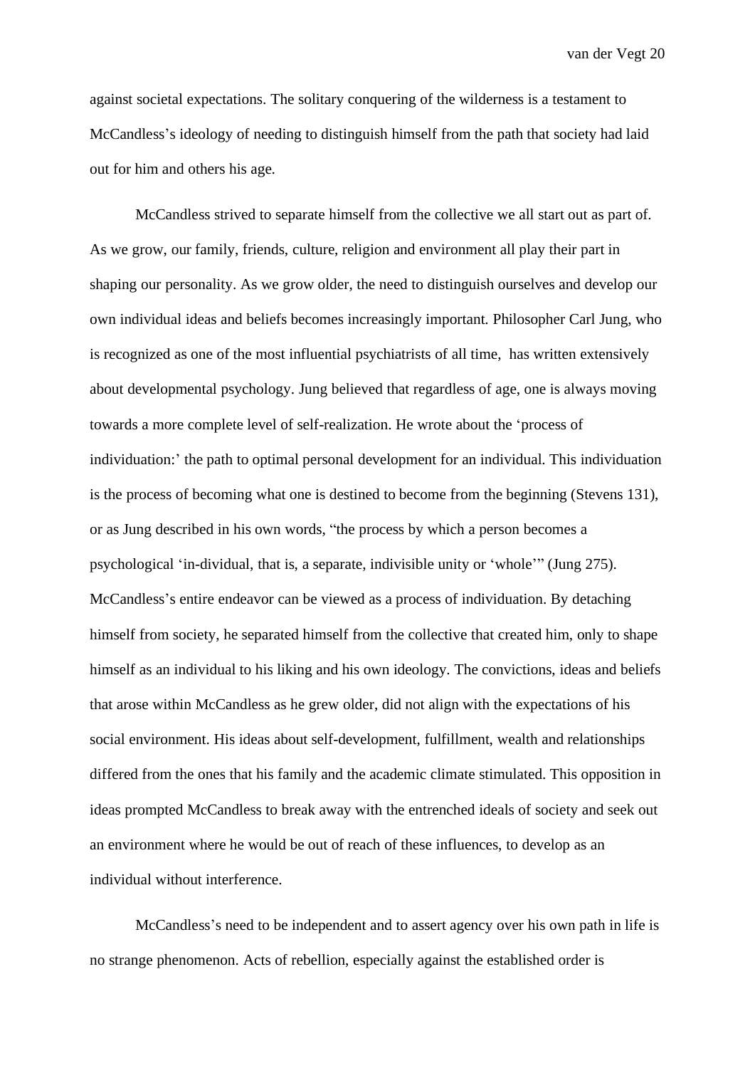against societal expectations. The solitary conquering of the wilderness is a testament to McCandless's ideology of needing to distinguish himself from the path that society had laid out for him and others his age.

McCandless strived to separate himself from the collective we all start out as part of. As we grow, our family, friends, culture, religion and environment all play their part in shaping our personality. As we grow older, the need to distinguish ourselves and develop our own individual ideas and beliefs becomes increasingly important. Philosopher Carl Jung, who is recognized as one of the most influential psychiatrists of all time, has written extensively about developmental psychology. Jung believed that regardless of age, one is always moving towards a more complete level of self-realization. He wrote about the 'process of individuation:' the path to optimal personal development for an individual. This individuation is the process of becoming what one is destined to become from the beginning (Stevens 131), or as Jung described in his own words, "the process by which a person becomes a psychological 'in-dividual, that is, a separate, indivisible unity or 'whole'" (Jung 275). McCandless's entire endeavor can be viewed as a process of individuation. By detaching himself from society, he separated himself from the collective that created him, only to shape himself as an individual to his liking and his own ideology. The convictions, ideas and beliefs that arose within McCandless as he grew older, did not align with the expectations of his social environment. His ideas about self-development, fulfillment, wealth and relationships differed from the ones that his family and the academic climate stimulated. This opposition in ideas prompted McCandless to break away with the entrenched ideals of society and seek out an environment where he would be out of reach of these influences, to develop as an individual without interference.

McCandless's need to be independent and to assert agency over his own path in life is no strange phenomenon. Acts of rebellion, especially against the established order is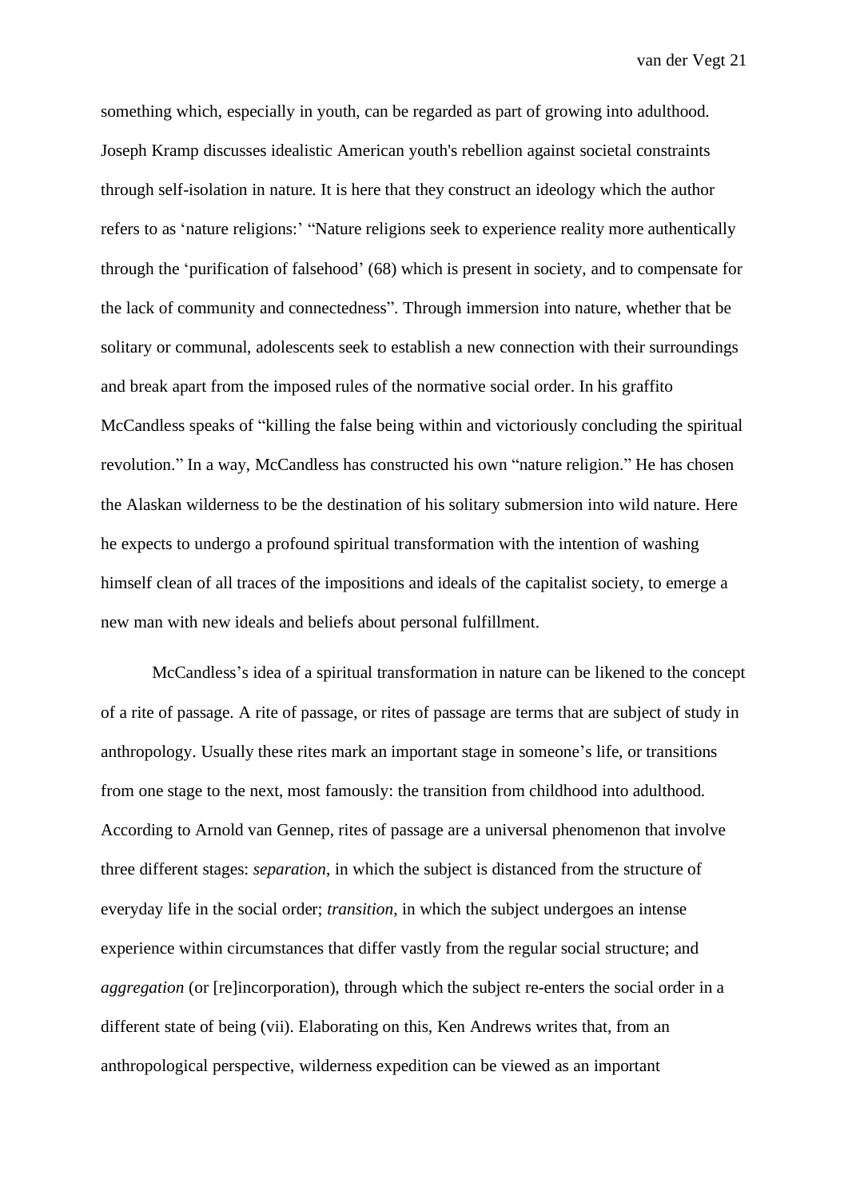something which, especially in youth, can be regarded as part of growing into adulthood. Joseph Kramp discusses idealistic American youth's rebellion against societal constraints through self-isolation in nature. It is here that they construct an ideology which the author refers to as 'nature religions:' "Nature religions seek to experience reality more authentically through the 'purification of falsehood' (68) which is present in society, and to compensate for the lack of community and connectedness". Through immersion into nature, whether that be solitary or communal, adolescents seek to establish a new connection with their surroundings and break apart from the imposed rules of the normative social order. In his graffito McCandless speaks of "killing the false being within and victoriously concluding the spiritual revolution." In a way, McCandless has constructed his own "nature religion." He has chosen the Alaskan wilderness to be the destination of his solitary submersion into wild nature. Here he expects to undergo a profound spiritual transformation with the intention of washing himself clean of all traces of the impositions and ideals of the capitalist society, to emerge a new man with new ideals and beliefs about personal fulfillment.

McCandless's idea of a spiritual transformation in nature can be likened to the concept of a rite of passage. A rite of passage, or rites of passage are terms that are subject of study in anthropology. Usually these rites mark an important stage in someone's life, or transitions from one stage to the next, most famously: the transition from childhood into adulthood. According to Arnold van Gennep, rites of passage are a universal phenomenon that involve three different stages: *separation*, in which the subject is distanced from the structure of everyday life in the social order; *transition*, in which the subject undergoes an intense experience within circumstances that differ vastly from the regular social structure; and *aggregation* (or [re]incorporation), through which the subject re-enters the social order in a different state of being (vii). Elaborating on this, Ken Andrews writes that, from an anthropological perspective, wilderness expedition can be viewed as an important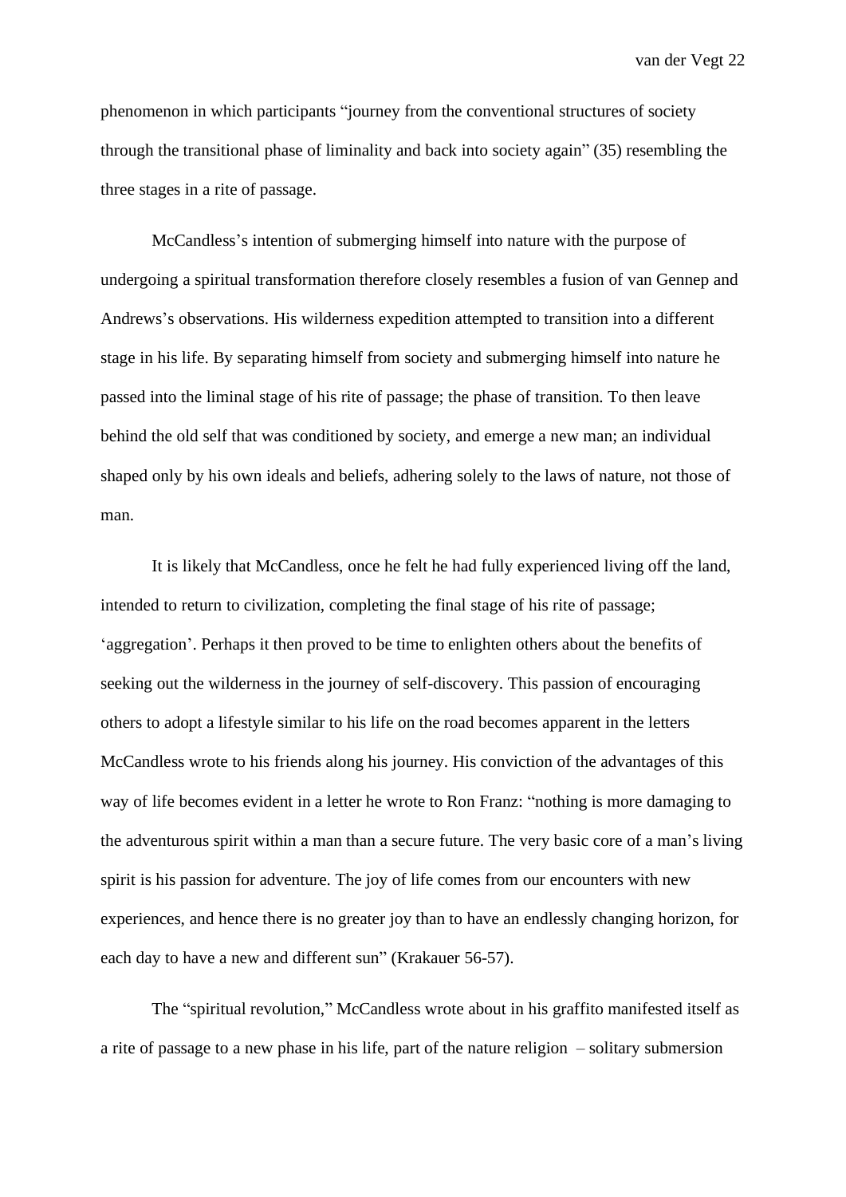phenomenon in which participants "journey from the conventional structures of society through the transitional phase of liminality and back into society again" (35) resembling the three stages in a rite of passage.

McCandless's intention of submerging himself into nature with the purpose of undergoing a spiritual transformation therefore closely resembles a fusion of van Gennep and Andrews's observations. His wilderness expedition attempted to transition into a different stage in his life. By separating himself from society and submerging himself into nature he passed into the liminal stage of his rite of passage; the phase of transition. To then leave behind the old self that was conditioned by society, and emerge a new man; an individual shaped only by his own ideals and beliefs, adhering solely to the laws of nature, not those of man.

It is likely that McCandless, once he felt he had fully experienced living off the land, intended to return to civilization, completing the final stage of his rite of passage; 'aggregation'. Perhaps it then proved to be time to enlighten others about the benefits of seeking out the wilderness in the journey of self-discovery. This passion of encouraging others to adopt a lifestyle similar to his life on the road becomes apparent in the letters McCandless wrote to his friends along his journey. His conviction of the advantages of this way of life becomes evident in a letter he wrote to Ron Franz: "nothing is more damaging to the adventurous spirit within a man than a secure future. The very basic core of a man's living spirit is his passion for adventure. The joy of life comes from our encounters with new experiences, and hence there is no greater joy than to have an endlessly changing horizon, for each day to have a new and different sun" (Krakauer 56-57).

The "spiritual revolution," McCandless wrote about in his graffito manifested itself as a rite of passage to a new phase in his life, part of the nature religion – solitary submersion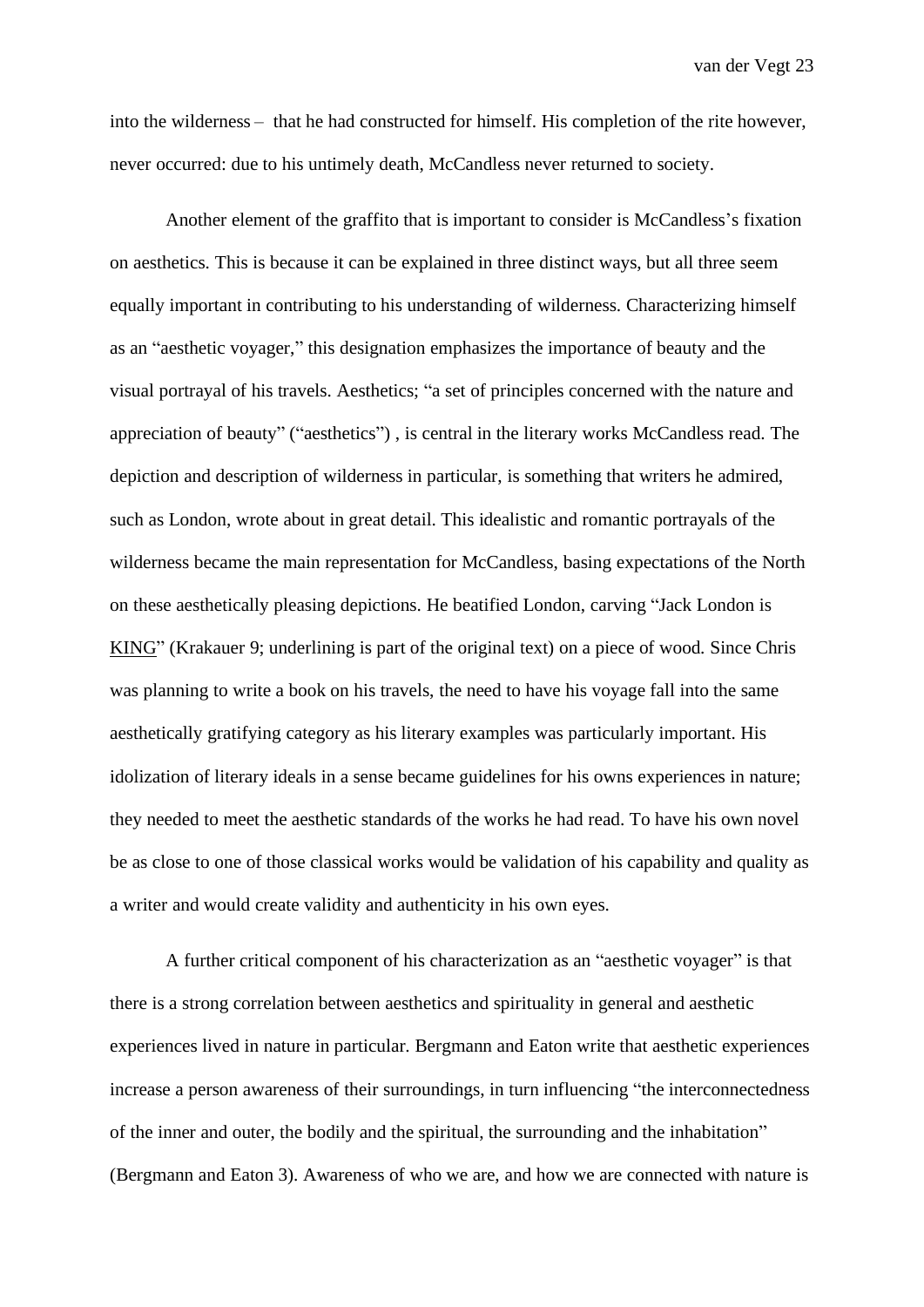into the wilderness – that he had constructed for himself. His completion of the rite however, never occurred: due to his untimely death, McCandless never returned to society.

Another element of the graffito that is important to consider is McCandless's fixation on aesthetics. This is because it can be explained in three distinct ways, but all three seem equally important in contributing to his understanding of wilderness. Characterizing himself as an "aesthetic voyager," this designation emphasizes the importance of beauty and the visual portrayal of his travels. Aesthetics; "a set of principles concerned with the nature and appreciation of beauty" ("aesthetics") , is central in the literary works McCandless read. The depiction and description of wilderness in particular, is something that writers he admired, such as London, wrote about in great detail. This idealistic and romantic portrayals of the wilderness became the main representation for McCandless, basing expectations of the North on these aesthetically pleasing depictions. He beatified London, carving "Jack London is <u>KING</u>" (Krakauer 9; underlining is part of the original text) on a piece of wood. Since Chris was planning to write a book on his travels, the need to have his voyage fall into the same aesthetically gratifying category as his literary examples was particularly important. His idolization of literary ideals in a sense became guidelines for his owns experiences in nature; they needed to meet the aesthetic standards of the works he had read. To have his own novel be as close to one of those classical works would be validation of his capability and quality as a writer and would create validity and authenticity in his own eyes.

A further critical component of his characterization as an "aesthetic voyager" is that there is a strong correlation between aesthetics and spirituality in general and aesthetic experiences lived in nature in particular. Bergmann and Eaton write that aesthetic experiences increase a person awareness of their surroundings, in turn influencing "the interconnectedness of the inner and outer, the bodily and the spiritual, the surrounding and the inhabitation" (Bergmann and Eaton 3). Awareness of who we are, and how we are connected with nature is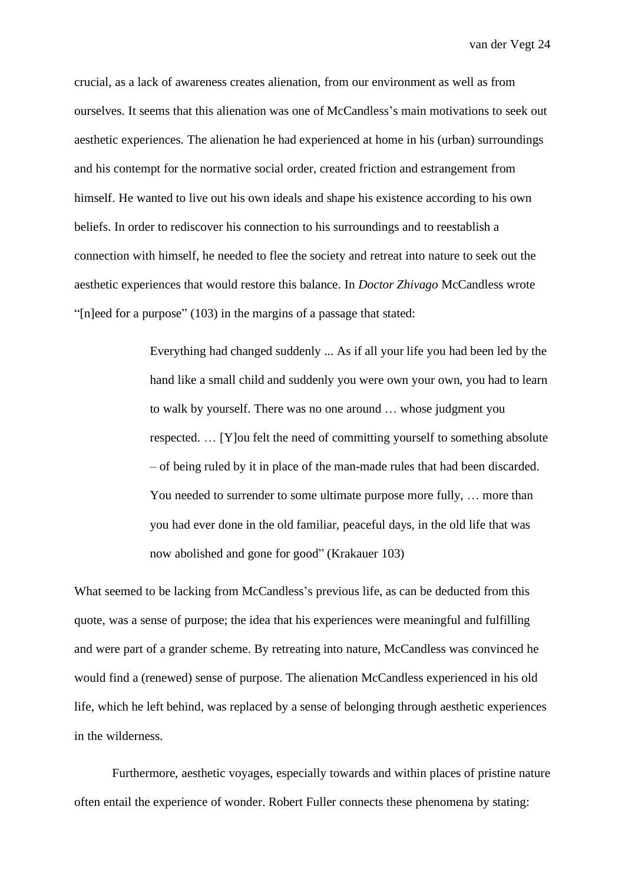crucial, as a lack of awareness creates alienation, from our environment as well as from ourselves. It seems that this alienation was one of McCandless's main motivations to seek out aesthetic experiences. The alienation he had experienced at home in his (urban) surroundings and his contempt for the normative social order, created friction and estrangement from himself. He wanted to live out his own ideals and shape his existence according to his own beliefs. In order to rediscover his connection to his surroundings and to reestablish a connection with himself, he needed to flee the society and retreat into nature to seek out the aesthetic experiences that would restore this balance. In *Doctor Zhivago* McCandless wrote "[n]eed for a purpose" (103) in the margins of a passage that stated:

> Everything had changed suddenly ... As if all your life you had been led by the hand like a small child and suddenly you were own your own, you had to learn to walk by yourself. There was no one around … whose judgment you respected. … [Y]ou felt the need of committing yourself to something absolute – of being ruled by it in place of the man-made rules that had been discarded. You needed to surrender to some ultimate purpose more fully, … more than you had ever done in the old familiar, peaceful days, in the old life that was now abolished and gone for good" (Krakauer 103)

What seemed to be lacking from McCandless's previous life, as can be deducted from this quote, was a sense of purpose; the idea that his experiences were meaningful and fulfilling and were part of a grander scheme. By retreating into nature, McCandless was convinced he would find a (renewed) sense of purpose. The alienation McCandless experienced in his old life, which he left behind, was replaced by a sense of belonging through aesthetic experiences in the wilderness.

Furthermore, aesthetic voyages, especially towards and within places of pristine nature often entail the experience of wonder. Robert Fuller connects these phenomena by stating: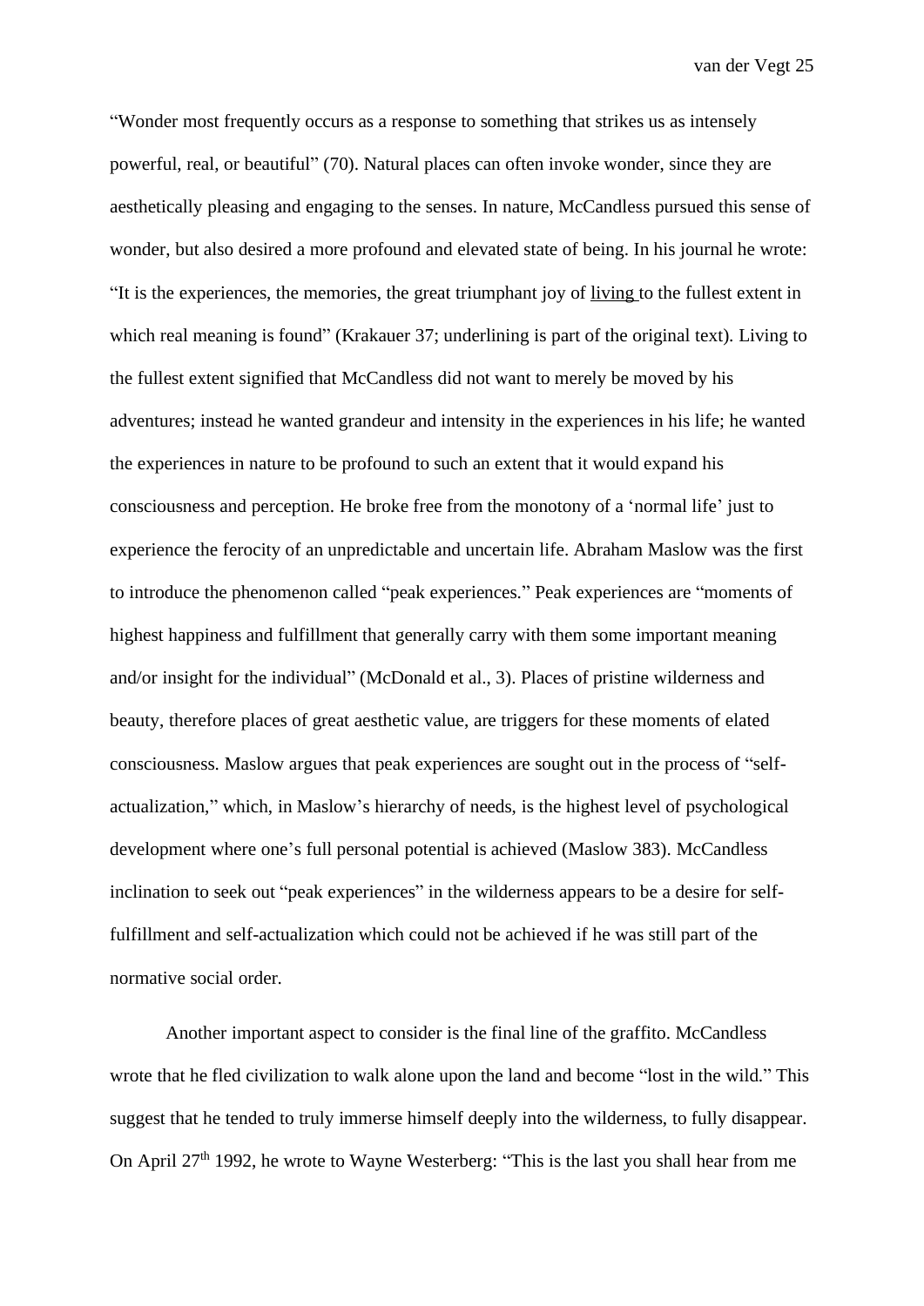"Wonder most frequently occurs as a response to something that strikes us as intensely powerful, real, or beautiful" (70). Natural places can often invoke wonder, since they are aesthetically pleasing and engaging to the senses. In nature, McCandless pursued this sense of wonder, but also desired a more profound and elevated state of being. In his journal he wrote: "It is the experiences, the memories, the great triumphant joy of <u>living</u> to the fullest extent in which real meaning is found" (Krakauer 37; underlining is part of the original text). Living to the fullest extent signified that McCandless did not want to merely be moved by his adventures; instead he wanted grandeur and intensity in the experiences in his life; he wanted the experiences in nature to be profound to such an extent that it would expand his consciousness and perception. He broke free from the monotony of a 'normal life' just to experience the ferocity of an unpredictable and uncertain life. Abraham Maslow was the first to introduce the phenomenon called "peak experiences." Peak experiences are "moments of highest happiness and fulfillment that generally carry with them some important meaning and/or insight for the individual" (McDonald et al., 3). Places of pristine wilderness and beauty, therefore places of great aesthetic value, are triggers for these moments of elated consciousness. Maslow argues that peak experiences are sought out in the process of "self-actualization," which, in Maslow's hierarchy of needs, is the highest level of psychological development where one's full personal potential is achieved (Maslow 383). McCandless inclination to seek out "peak experiences" in the wilderness appears to be a desire for self-fulfillment and self-actualization which could not be achieved if he was still part of the normative social order.

Another important aspect to consider is the final line of the graffito. McCandless wrote that he fled civilization to walk alone upon the land and become "lost in the wild." This suggest that he tended to truly immerse himself deeply into the wilderness, to fully disappear. On April 27th 1992, he wrote to Wayne Westerberg: "This is the last you shall hear from me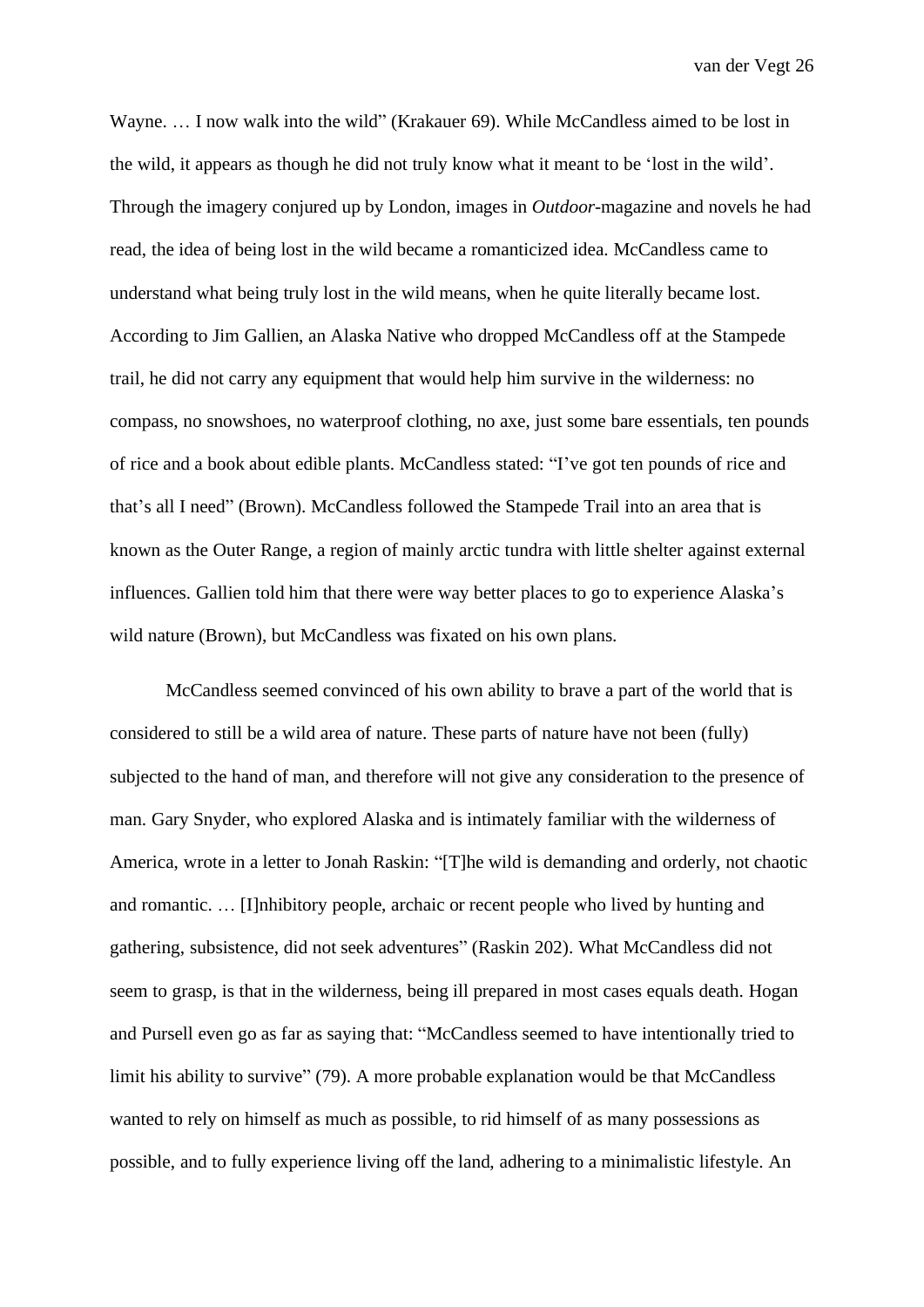Wayne. … I now walk into the wild" (Krakauer 69). While McCandless aimed to be lost in the wild, it appears as though he did not truly know what it meant to be 'lost in the wild'. Through the imagery conjured up by London, images in *Outdoor*-magazine and novels he had read, the idea of being lost in the wild became a romanticized idea. McCandless came to understand what being truly lost in the wild means, when he quite literally became lost. According to Jim Gallien, an Alaska Native who dropped McCandless off at the Stampede trail, he did not carry any equipment that would help him survive in the wilderness: no compass, no snowshoes, no waterproof clothing, no axe, just some bare essentials, ten pounds of rice and a book about edible plants. McCandless stated: "I've got ten pounds of rice and that's all I need" (Brown). McCandless followed the Stampede Trail into an area that is known as the Outer Range, a region of mainly arctic tundra with little shelter against external influences. Gallien told him that there were way better places to go to experience Alaska's wild nature (Brown), but McCandless was fixated on his own plans.

McCandless seemed convinced of his own ability to brave a part of the world that is considered to still be a wild area of nature. These parts of nature have not been (fully) subjected to the hand of man, and therefore will not give any consideration to the presence of man. Gary Snyder, who explored Alaska and is intimately familiar with the wilderness of America, wrote in a letter to Jonah Raskin: "[T]he wild is demanding and orderly, not chaotic and romantic. … [I]nhibitory people, archaic or recent people who lived by hunting and gathering, subsistence, did not seek adventures" (Raskin 202). What McCandless did not seem to grasp, is that in the wilderness, being ill prepared in most cases equals death. Hogan and Pursell even go as far as saying that: "McCandless seemed to have intentionally tried to limit his ability to survive" (79). A more probable explanation would be that McCandless wanted to rely on himself as much as possible, to rid himself of as many possessions as possible, and to fully experience living off the land, adhering to a minimalistic lifestyle. An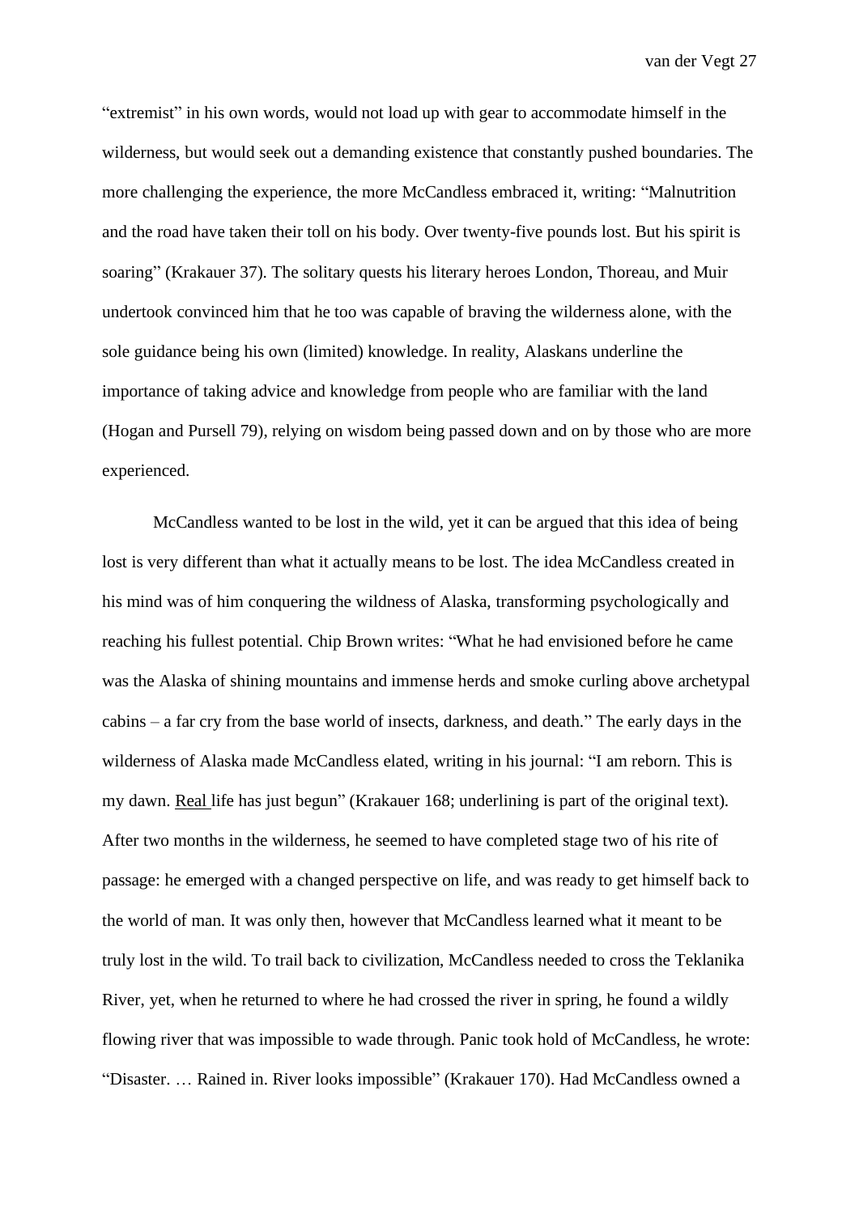"extremist" in his own words, would not load up with gear to accommodate himself in the wilderness, but would seek out a demanding existence that constantly pushed boundaries. The more challenging the experience, the more McCandless embraced it, writing: "Malnutrition and the road have taken their toll on his body. Over twenty-five pounds lost. But his spirit is soaring" (Krakauer 37). The solitary quests his literary heroes London, Thoreau, and Muir undertook convinced him that he too was capable of braving the wilderness alone, with the sole guidance being his own (limited) knowledge. In reality, Alaskans underline the importance of taking advice and knowledge from people who are familiar with the land (Hogan and Pursell 79), relying on wisdom being passed down and on by those who are more experienced.

McCandless wanted to be lost in the wild, yet it can be argued that this idea of being lost is very different than what it actually means to be lost. The idea McCandless created in his mind was of him conquering the wildness of Alaska, transforming psychologically and reaching his fullest potential. Chip Brown writes: "What he had envisioned before he came was the Alaska of shining mountains and immense herds and smoke curling above archetypal cabins – a far cry from the base world of insects, darkness, and death." The early days in the wilderness of Alaska made McCandless elated, writing in his journal: "I am reborn. This is my dawn. <u>Real</u> life has just begun" (Krakauer 168; underlining is part of the original text). After two months in the wilderness, he seemed to have completed stage two of his rite of passage: he emerged with a changed perspective on life, and was ready to get himself back to the world of man. It was only then, however that McCandless learned what it meant to be truly lost in the wild. To trail back to civilization, McCandless needed to cross the Teklanika River, yet, when he returned to where he had crossed the river in spring, he found a wildly flowing river that was impossible to wade through. Panic took hold of McCandless, he wrote: "Disaster. … Rained in. River looks impossible" (Krakauer 170). Had McCandless owned a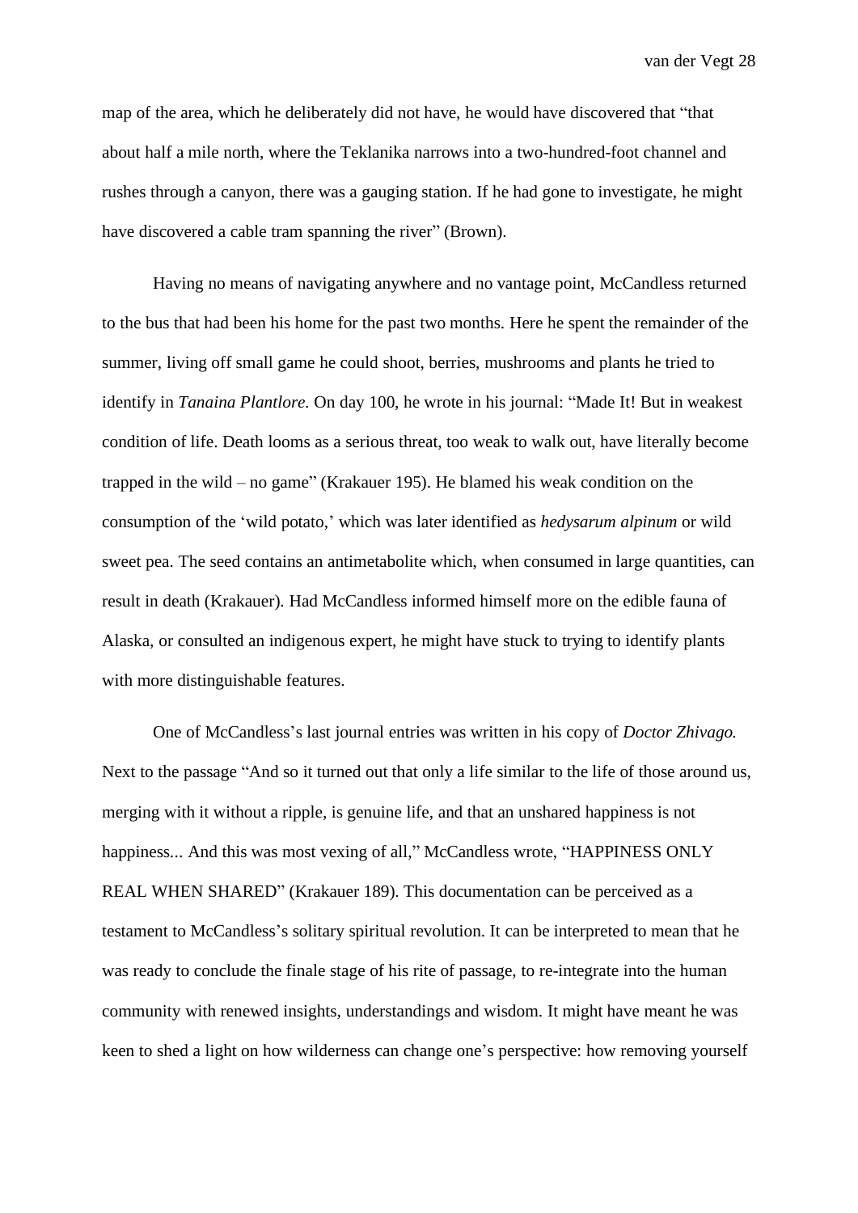map of the area, which he deliberately did not have, he would have discovered that "that about half a mile north, where the Teklanika narrows into a two-hundred-foot channel and rushes through a canyon, there was a gauging station. If he had gone to investigate, he might have discovered a cable tram spanning the river" (Brown).

Having no means of navigating anywhere and no vantage point, McCandless returned to the bus that had been his home for the past two months. Here he spent the remainder of the summer, living off small game he could shoot, berries, mushrooms and plants he tried to identify in *Tanaina Plantlore.* On day 100, he wrote in his journal: "Made It! But in weakest condition of life. Death looms as a serious threat, too weak to walk out, have literally become trapped in the wild – no game" (Krakauer 195). He blamed his weak condition on the consumption of the 'wild potato,' which was later identified as *hedysarum alpinum* or wild sweet pea. The seed contains an antimetabolite which, when consumed in large quantities, can result in death (Krakauer). Had McCandless informed himself more on the edible fauna of Alaska, or consulted an indigenous expert, he might have stuck to trying to identify plants with more distinguishable features.

One of McCandless's last journal entries was written in his copy of *Doctor Zhivago.* Next to the passage "And so it turned out that only a life similar to the life of those around us, merging with it without a ripple, is genuine life, and that an unshared happiness is not happiness... And this was most vexing of all," McCandless wrote, "HAPPINESS ONLY REAL WHEN SHARED" (Krakauer 189). This documentation can be perceived as a testament to McCandless's solitary spiritual revolution. It can be interpreted to mean that he was ready to conclude the finale stage of his rite of passage, to re-integrate into the human community with renewed insights, understandings and wisdom. It might have meant he was keen to shed a light on how wilderness can change one's perspective: how removing yourself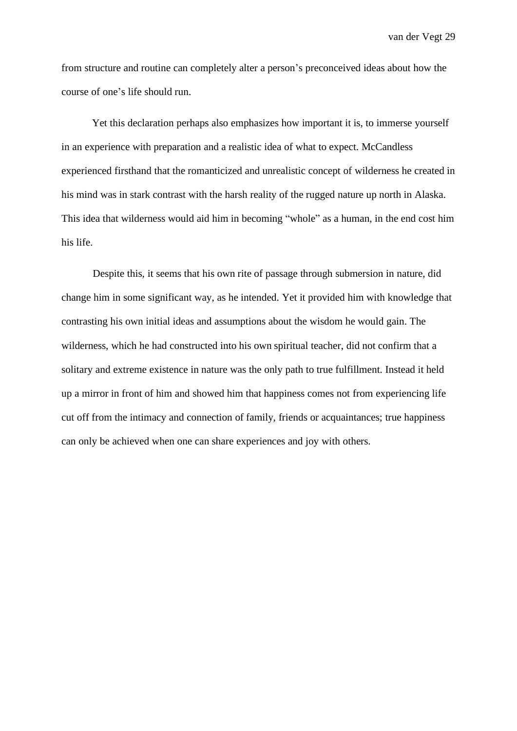from structure and routine can completely alter a person's preconceived ideas about how the course of one's life should run.

Yet this declaration perhaps also emphasizes how important it is, to immerse yourself in an experience with preparation and a realistic idea of what to expect. McCandless experienced firsthand that the romanticized and unrealistic concept of wilderness he created in his mind was in stark contrast with the harsh reality of the rugged nature up north in Alaska. This idea that wilderness would aid him in becoming "whole" as a human, in the end cost him his life.

Despite this, it seems that his own rite of passage through submersion in nature, did change him in some significant way, as he intended. Yet it provided him with knowledge that contrasting his own initial ideas and assumptions about the wisdom he would gain. The wilderness, which he had constructed into his own spiritual teacher, did not confirm that a solitary and extreme existence in nature was the only path to true fulfillment. Instead it held up a mirror in front of him and showed him that happiness comes not from experiencing life cut off from the intimacy and connection of family, friends or acquaintances; true happiness can only be achieved when one can share experiences and joy with others.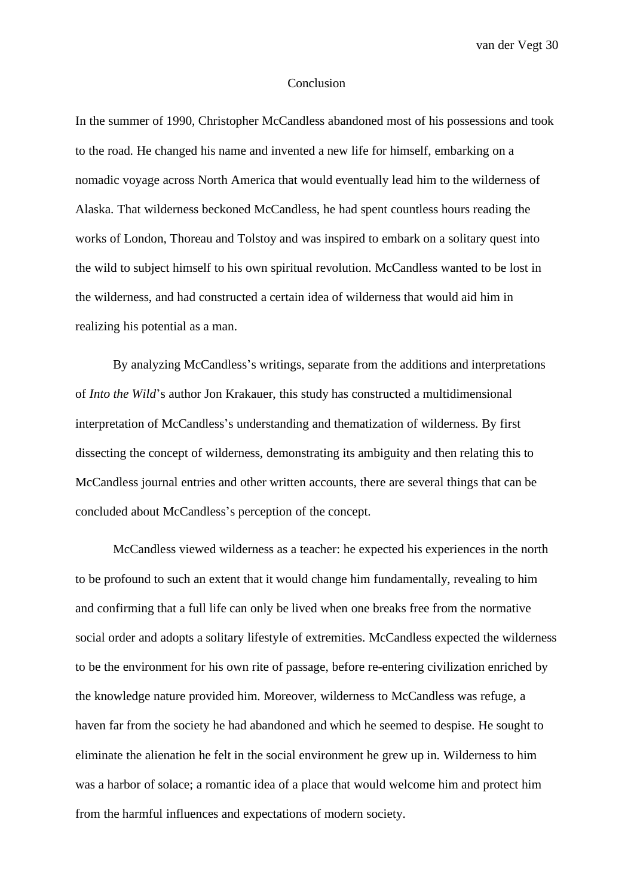# Conclusion

In the summer of 1990, Christopher McCandless abandoned most of his possessions and took to the road. He changed his name and invented a new life for himself, embarking on a nomadic voyage across North America that would eventually lead him to the wilderness of Alaska. That wilderness beckoned McCandless, he had spent countless hours reading the works of London, Thoreau and Tolstoy and was inspired to embark on a solitary quest into the wild to subject himself to his own spiritual revolution. McCandless wanted to be lost in the wilderness, and had constructed a certain idea of wilderness that would aid him in realizing his potential as a man.

By analyzing McCandless's writings, separate from the additions and interpretations of *Into the Wild*'s author Jon Krakauer, this study has constructed a multidimensional interpretation of McCandless's understanding and thematization of wilderness. By first dissecting the concept of wilderness, demonstrating its ambiguity and then relating this to McCandless journal entries and other written accounts, there are several things that can be concluded about McCandless's perception of the concept.

McCandless viewed wilderness as a teacher: he expected his experiences in the north to be profound to such an extent that it would change him fundamentally, revealing to him and confirming that a full life can only be lived when one breaks free from the normative social order and adopts a solitary lifestyle of extremities. McCandless expected the wilderness to be the environment for his own rite of passage, before re-entering civilization enriched by the knowledge nature provided him. Moreover, wilderness to McCandless was refuge, a haven far from the society he had abandoned and which he seemed to despise. He sought to eliminate the alienation he felt in the social environment he grew up in. Wilderness to him was a harbor of solace; a romantic idea of a place that would welcome him and protect him from the harmful influences and expectations of modern society.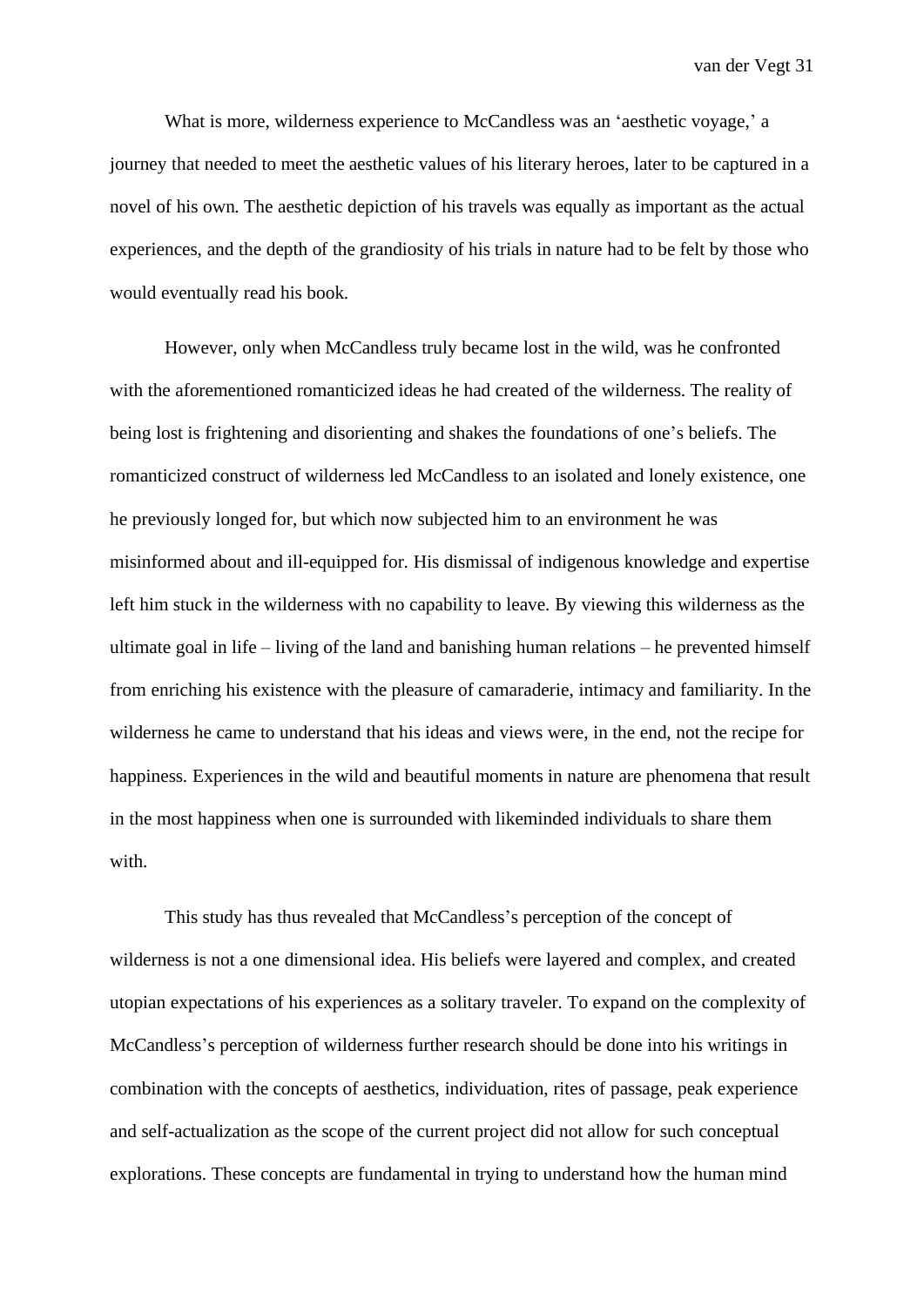What is more, wilderness experience to McCandless was an 'aesthetic voyage,' a journey that needed to meet the aesthetic values of his literary heroes, later to be captured in a novel of his own. The aesthetic depiction of his travels was equally as important as the actual experiences, and the depth of the grandiosity of his trials in nature had to be felt by those who would eventually read his book.

However, only when McCandless truly became lost in the wild, was he confronted with the aforementioned romanticized ideas he had created of the wilderness. The reality of being lost is frightening and disorienting and shakes the foundations of one's beliefs. The romanticized construct of wilderness led McCandless to an isolated and lonely existence, one he previously longed for, but which now subjected him to an environment he was misinformed about and ill-equipped for. His dismissal of indigenous knowledge and expertise left him stuck in the wilderness with no capability to leave. By viewing this wilderness as the ultimate goal in life – living of the land and banishing human relations – he prevented himself from enriching his existence with the pleasure of camaraderie, intimacy and familiarity. In the wilderness he came to understand that his ideas and views were, in the end, not the recipe for happiness. Experiences in the wild and beautiful moments in nature are phenomena that result in the most happiness when one is surrounded with likeminded individuals to share them with.

This study has thus revealed that McCandless's perception of the concept of wilderness is not a one dimensional idea. His beliefs were layered and complex, and created utopian expectations of his experiences as a solitary traveler. To expand on the complexity of McCandless's perception of wilderness further research should be done into his writings in combination with the concepts of aesthetics, individuation, rites of passage, peak experience and self-actualization as the scope of the current project did not allow for such conceptual explorations. These concepts are fundamental in trying to understand how the human mind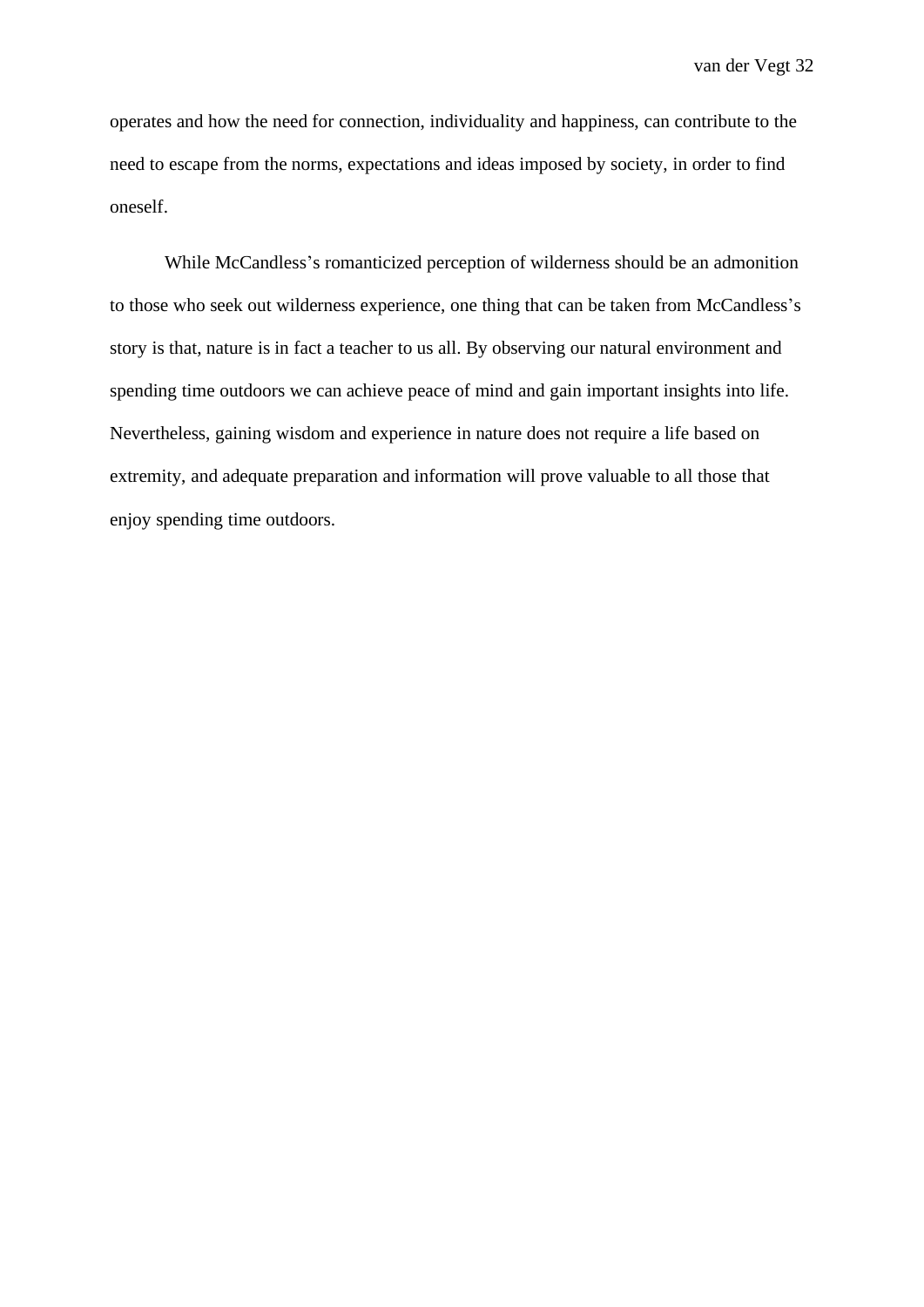operates and how the need for connection, individuality and happiness, can contribute to the need to escape from the norms, expectations and ideas imposed by society, in order to find oneself.

While McCandless's romanticized perception of wilderness should be an admonition to those who seek out wilderness experience, one thing that can be taken from McCandless's story is that, nature is in fact a teacher to us all. By observing our natural environment and spending time outdoors we can achieve peace of mind and gain important insights into life. Nevertheless, gaining wisdom and experience in nature does not require a life based on extremity, and adequate preparation and information will prove valuable to all those that enjoy spending time outdoors.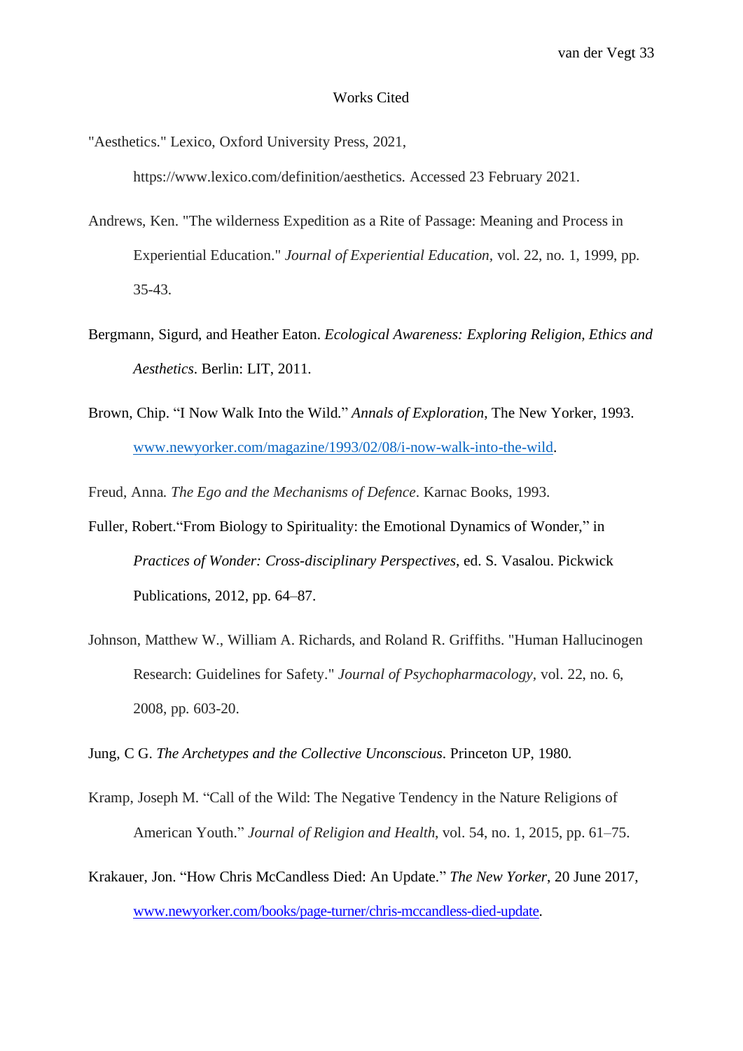# Works Cited

"Aesthetics." Lexico, Oxford University Press, 2021, https://www.lexico.com/definition/aesthetics. Accessed 23 February 2021.

Andrews, Ken. "The wilderness Expedition as a Rite of Passage: Meaning and Process in Experiential Education." *Journal of Experiential Education*, vol. 22, no. 1, 1999, pp. 35-43.

Bergmann, Sigurd, and Heather Eaton. *Ecological Awareness: Exploring Religion, Ethics and Aesthetics*. Berlin: LIT, 2011.

Brown, Chip. "I Now Walk Into the Wild." *Annals of Exploration*, The New Yorker, 1993. www.newyorker.com/magazine/1993/02/08/i-now-walk-into-the-wild.

Freud, Anna. *The Ego and the Mechanisms of Defence*. Karnac Books, 1993.

Fuller, Robert."From Biology to Spirituality: the Emotional Dynamics of Wonder," in *Practices of Wonder: Cross-disciplinary Perspectives*, ed. S. Vasalou. Pickwick Publications, 2012, pp. 64–87.

Johnson, Matthew W., William A. Richards, and Roland R. Griffiths. "Human Hallucinogen Research: Guidelines for Safety." *Journal of Psychopharmacology*, vol. 22, no. 6, 2008, pp. 603-20.

Jung, C G. *The Archetypes and the Collective Unconscious*. Princeton UP, 1980.

Kramp, Joseph M. "Call of the Wild: The Negative Tendency in the Nature Religions of American Youth." *Journal of Religion and Health*, vol. 54, no. 1, 2015, pp. 61–75.

Krakauer, Jon. "How Chris McCandless Died: An Update." *The New Yorker*, 20 June 2017, www.newyorker.com/books/page-turner/chris-mccandless-died-update.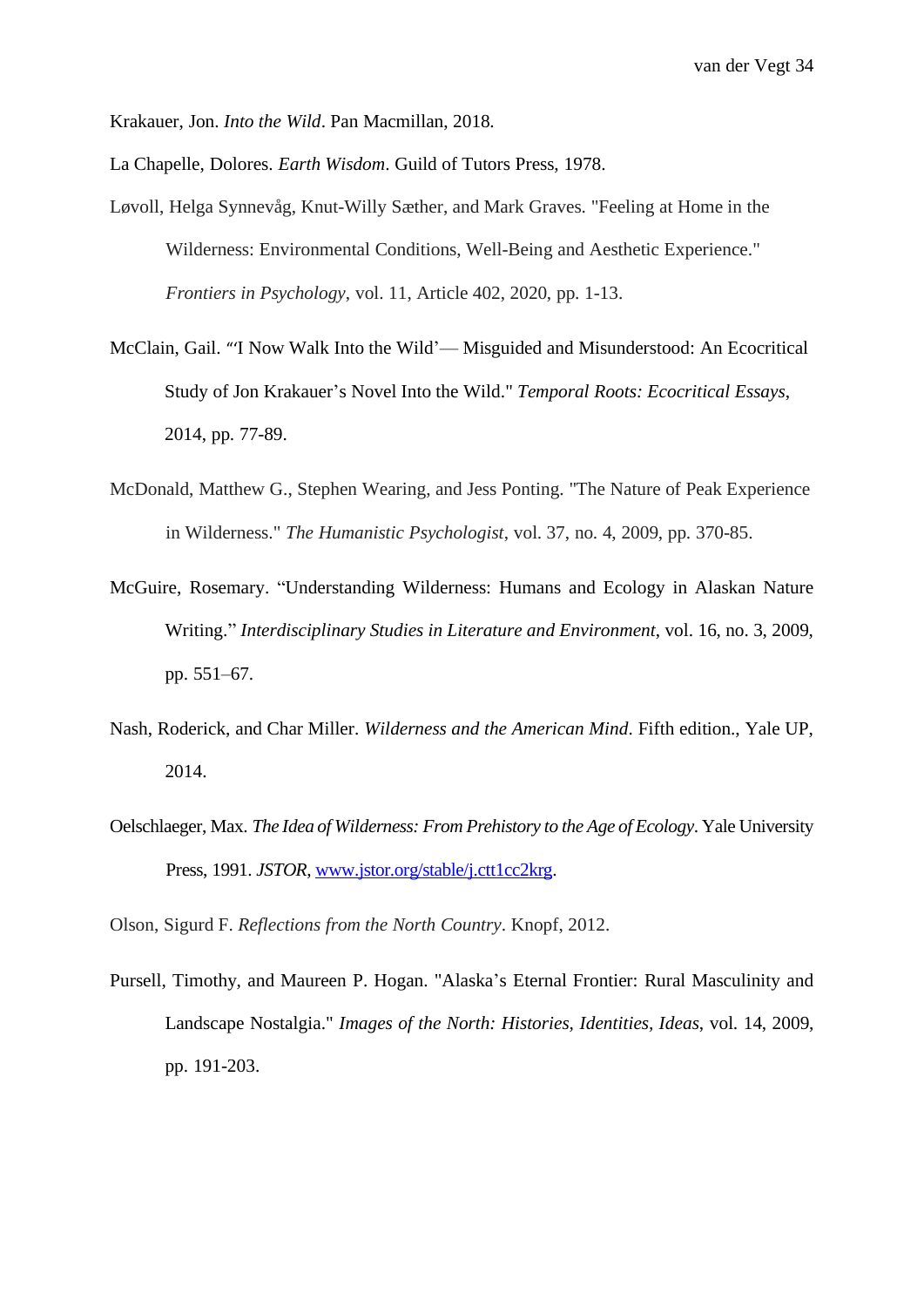Krakauer, Jon. *Into the Wild*. Pan Macmillan, 2018.

La Chapelle, Dolores. *Earth Wisdom*. Guild of Tutors Press, 1978.

Løvoll, Helga Synnevåg, Knut-Willy Sæther, and Mark Graves. "Feeling at Home in the Wilderness: Environmental Conditions, Well-Being and Aesthetic Experience." *Frontiers in Psychology*, vol. 11, Article 402, 2020, pp. 1-13.

McClain, Gail. "'I Now Walk Into the Wild'— Misguided and Misunderstood: An Ecocritical Study of Jon Krakauer's Novel Into the Wild." *Temporal Roots: Ecocritical Essays*, 2014, pp. 77-89.

McDonald, Matthew G., Stephen Wearing, and Jess Ponting. "The Nature of Peak Experience in Wilderness." *The Humanistic Psychologist*, vol. 37, no. 4, 2009, pp. 370-85.

McGuire, Rosemary. "Understanding Wilderness: Humans and Ecology in Alaskan Nature Writing." *Interdisciplinary Studies in Literature and Environment*, vol. 16, no. 3, 2009, pp. 551–67.

Nash, Roderick, and Char Miller. *Wilderness and the American Mind*. Fifth edition., Yale UP, 2014.

Oelschlaeger, Max. *The Idea of Wilderness: From Prehistory to the Age of Ecology*. Yale University Press, 1991. *JSTOR*, www.jstor.org/stable/j.ctt1cc2krg.

Olson, Sigurd F. *Reflections from the North Country*. Knopf, 2012.

Pursell, Timothy, and Maureen P. Hogan. "Alaska's Eternal Frontier: Rural Masculinity and Landscape Nostalgia." *Images of the North: Histories, Identities, Ideas*, vol. 14, 2009, pp. 191-203.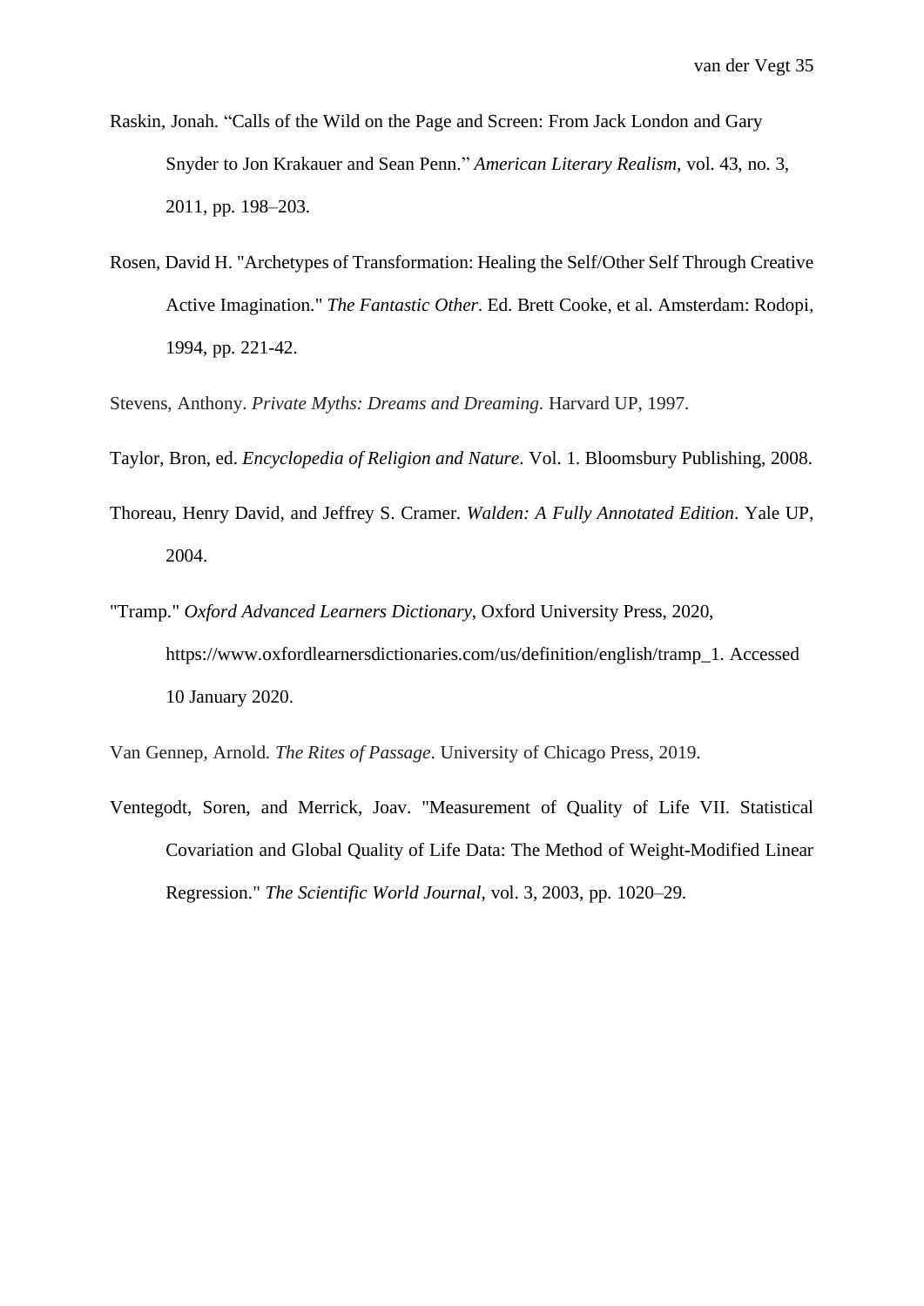Raskin, Jonah. “Calls of the Wild on the Page and Screen: From Jack London and Gary Snyder to Jon Krakauer and Sean Penn.” *American Literary Realism*, vol. 43, no. 3, 2011, pp. 198–203.

Rosen, David H. "Archetypes of Transformation: Healing the Self/Other Self Through Creative Active Imagination." *The Fantastic Other*. Ed. Brett Cooke, et al. Amsterdam: Rodopi, 1994, pp. 221-42.

Stevens, Anthony. *Private Myths: Dreams and Dreaming*. Harvard UP, 1997.

Taylor, Bron, ed. *Encyclopedia of Religion and Nature*. Vol. 1. Bloomsbury Publishing, 2008.

Thoreau, Henry David, and Jeffrey S. Cramer. *Walden: A Fully Annotated Edition*. Yale UP, 2004.

"Tramp." *Oxford Advanced Learners Dictionary*, Oxford University Press, 2020, https://www.oxfordlearnersdictionaries.com/us/definition/english/tramp_1. Accessed 10 January 2020.

Van Gennep, Arnold. *The Rites of Passage*. University of Chicago Press, 2019.

Ventegodt, Soren, and Merrick, Joav. "Measurement of Quality of Life VII. Statistical Covariation and Global Quality of Life Data: The Method of Weight-Modified Linear Regression." *The Scientific World Journal*, vol. 3, 2003, pp. 1020–29.